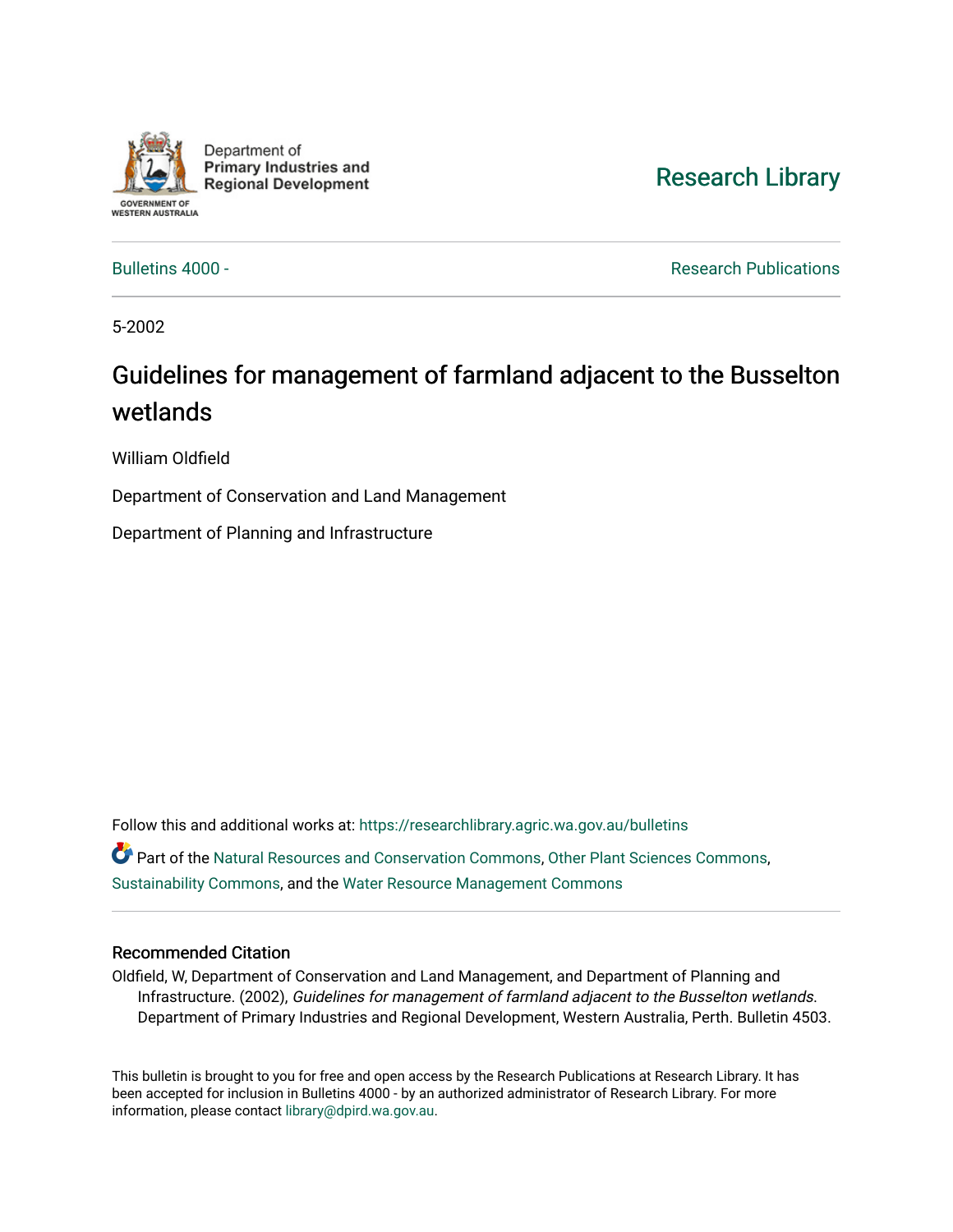Department of
Primary Industries and
Regional Development

GOVERNMENT OF
WESTERN AUSTRALIA

Research Library

Bulletins 4000 -

Research Publications

5-2002

# Guidelines for management of farmland adjacent to the Busselton wetlands

William Oldfield

Department of Conservation and Land Management

Department of Planning and Infrastructure

Follow this and additional works at: https://researchlibrary.agric.wa.gov.au/bulletins

Part of the Natural Resources and Conservation Commons, Other Plant Sciences Commons, Sustainability Commons, and the Water Resource Management Commons

## Recommended Citation

Oldfield, W, Department of Conservation and Land Management, and Department of Planning and Infrastructure. (2002), *Guidelines for management of farmland adjacent to the Busselton wetlands*. Department of Primary Industries and Regional Development, Western Australia, Perth. Bulletin 4503.

This bulletin is brought to you for free and open access by the Research Publications at Research Library. It has been accepted for inclusion in Bulletins 4000 - by an authorized administrator of Research Library. For more information, please contact library@dpird.wa.gov.au.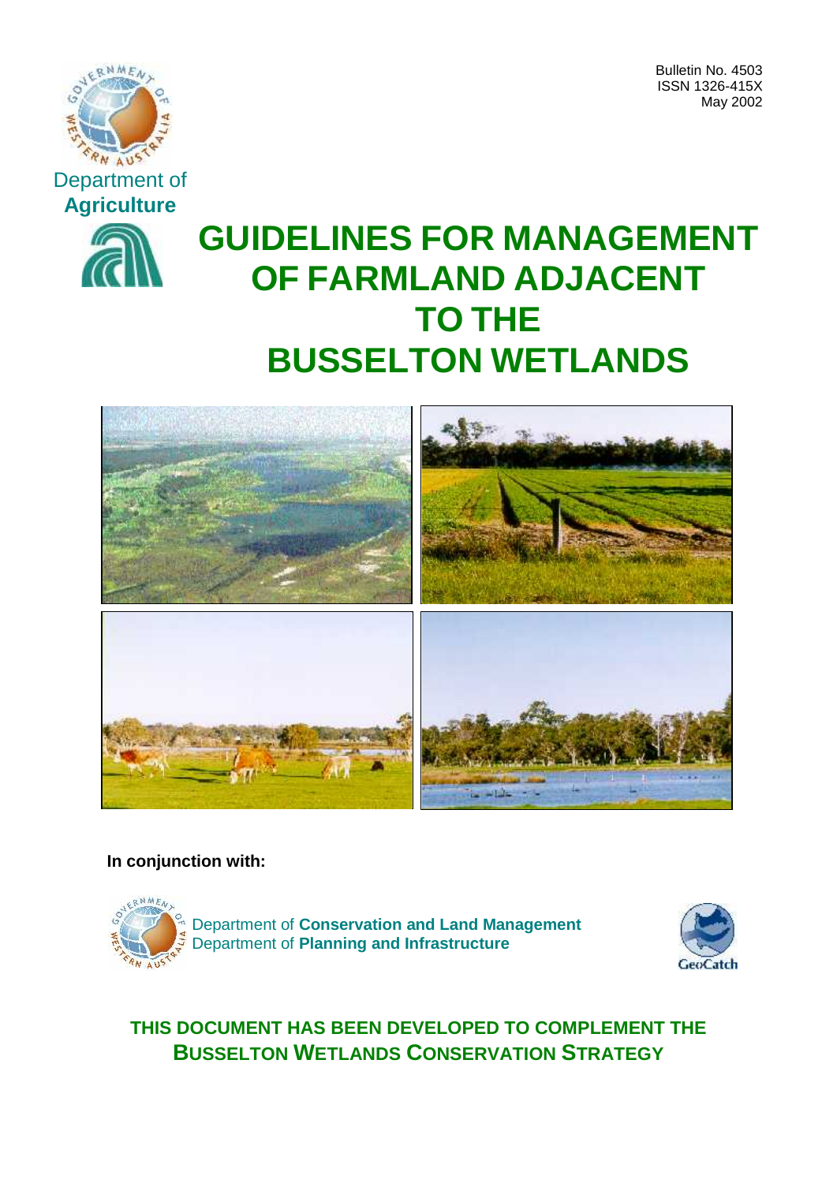Bulletin No. 4503
ISSN 1326-415X
May 2002

Department of **Agriculture**

# GUIDELINES FOR MANAGEMENT OF FARMLAND ADJACENT TO THE BUSSELTON WETLANDS

**In conjunction with:**

Department of **Conservation and Land Management**
Department of **Planning and Infrastructure**

GeoCatch

**THIS DOCUMENT HAS BEEN DEVELOPED TO COMPLEMENT THE BUSSELTON WETLANDS CONSERVATION STRATEGY**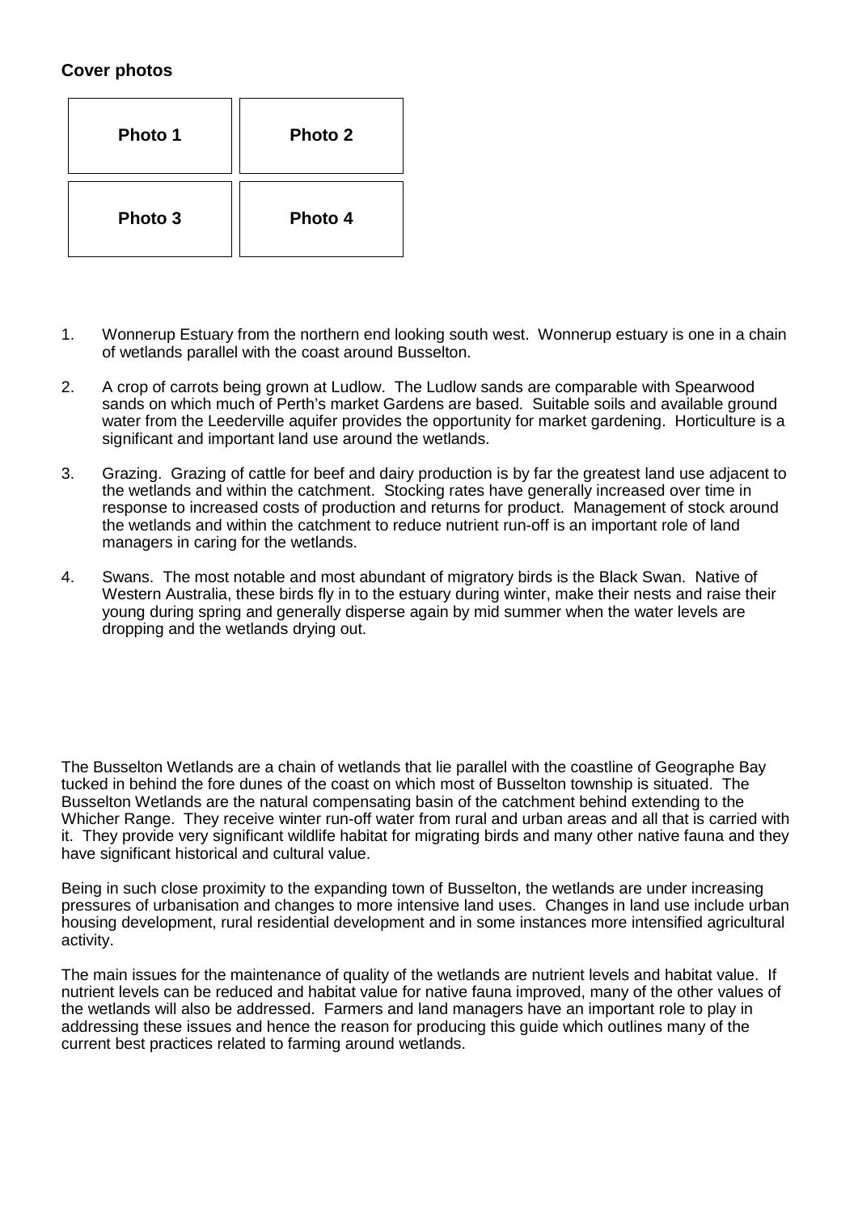**Cover photos**

| Photo 1 | Photo 2 |
|---|---|
| Photo 3 | Photo 4 |

1. Wonnerup Estuary from the northern end looking south west. Wonnerup estuary is one in a chain of wetlands parallel with the coast around Busselton.

2. A crop of carrots being grown at Ludlow. The Ludlow sands are comparable with Spearwood sands on which much of Perth's market Gardens are based. Suitable soils and available ground water from the Leederville aquifer provides the opportunity for market gardening. Horticulture is a significant and important land use around the wetlands.

3. Grazing. Grazing of cattle for beef and dairy production is by far the greatest land use adjacent to the wetlands and within the catchment. Stocking rates have generally increased over time in response to increased costs of production and returns for product. Management of stock around the wetlands and within the catchment to reduce nutrient run-off is an important role of land managers in caring for the wetlands.

4. Swans. The most notable and most abundant of migratory birds is the Black Swan. Native of Western Australia, these birds fly in to the estuary during winter, make their nests and raise their young during spring and generally disperse again by mid summer when the water levels are dropping and the wetlands drying out.

The Busselton Wetlands are a chain of wetlands that lie parallel with the coastline of Geographe Bay tucked in behind the fore dunes of the coast on which most of Busselton township is situated. The Busselton Wetlands are the natural compensating basin of the catchment behind extending to the Whicher Range. They receive winter run-off water from rural and urban areas and all that is carried with it. They provide very significant wildlife habitat for migrating birds and many other native fauna and they have significant historical and cultural value.

Being in such close proximity to the expanding town of Busselton, the wetlands are under increasing pressures of urbanisation and changes to more intensive land uses. Changes in land use include urban housing development, rural residential development and in some instances more intensified agricultural activity.

The main issues for the maintenance of quality of the wetlands are nutrient levels and habitat value. If nutrient levels can be reduced and habitat value for native fauna improved, many of the other values of the wetlands will also be addressed. Farmers and land managers have an important role to play in addressing these issues and hence the reason for producing this guide which outlines many of the current best practices related to farming around wetlands.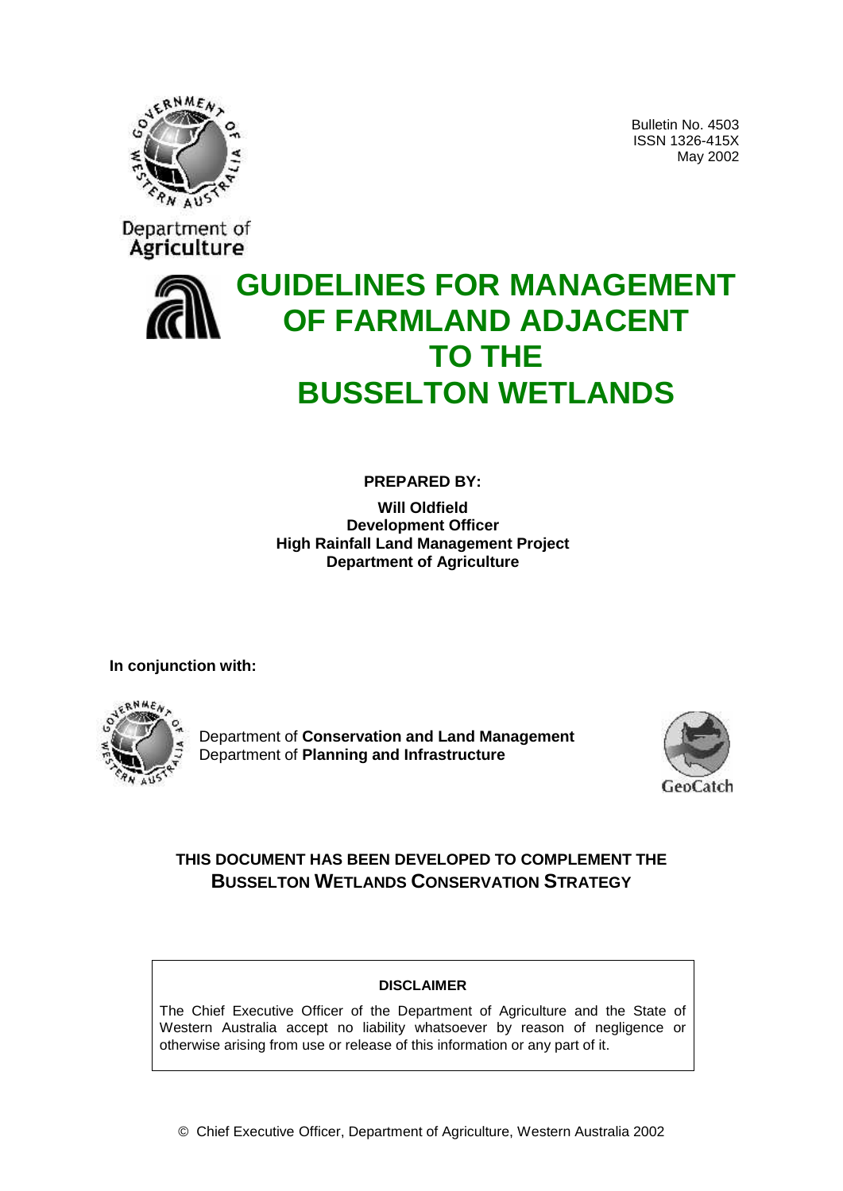Bulletin No. 4503
ISSN 1326-415X
May 2002

Department of
Agriculture

# GUIDELINES FOR MANAGEMENT OF FARMLAND ADJACENT TO THE BUSSELTON WETLANDS

**PREPARED BY:**

**Will Oldfield**
**Development Officer**
**High Rainfall Land Management Project**
**Department of Agriculture**

**In conjunction with:**

Department of **Conservation and Land Management**
Department of **Planning and Infrastructure**

GeoCatch

**THIS DOCUMENT HAS BEEN DEVELOPED TO COMPLEMENT THE BUSSELTON WETLANDS CONSERVATION STRATEGY**

**DISCLAIMER**

The Chief Executive Officer of the Department of Agriculture and the State of Western Australia accept no liability whatsoever by reason of negligence or otherwise arising from use or release of this information or any part of it.

© Chief Executive Officer, Department of Agriculture, Western Australia 2002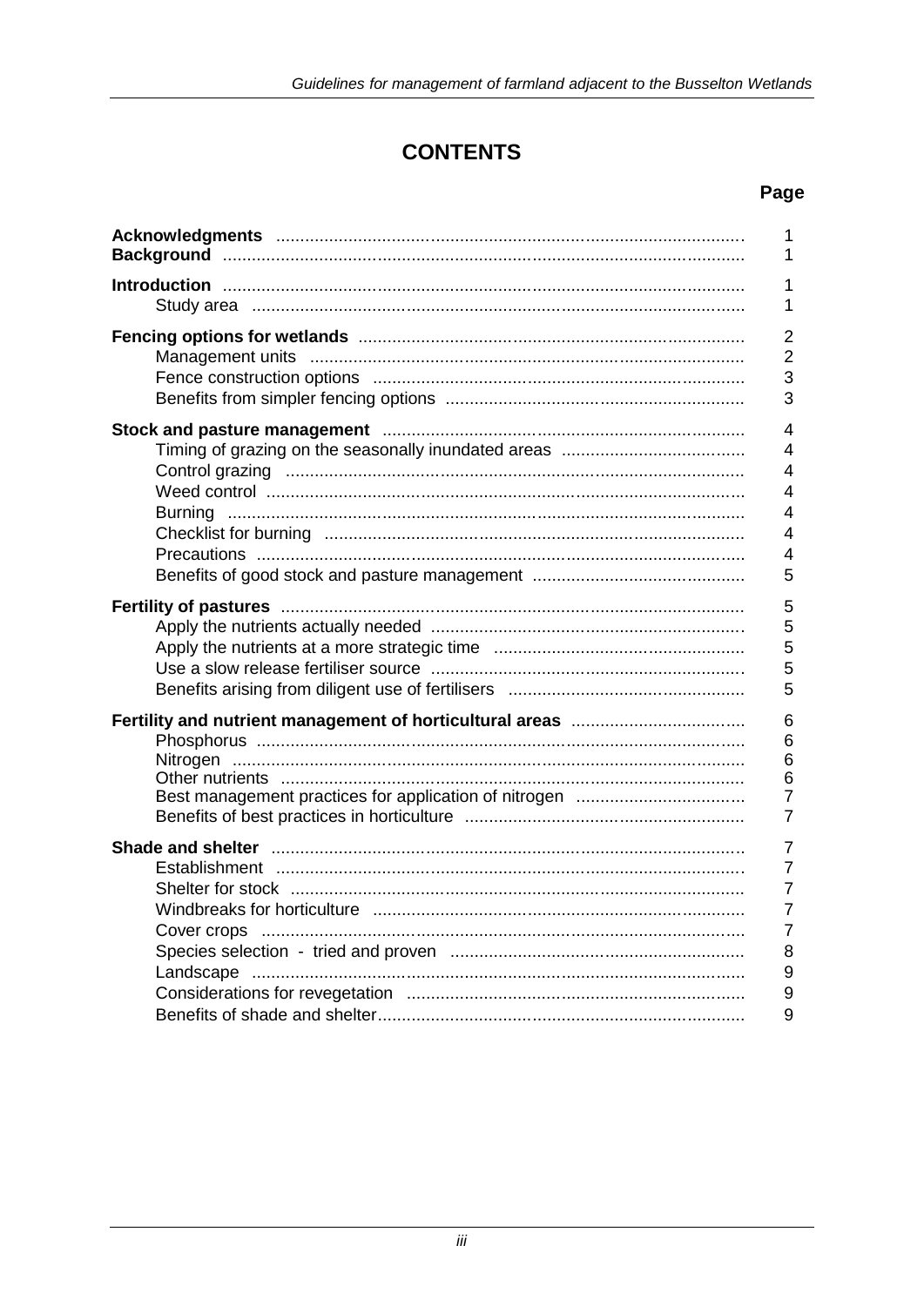# CONTENTS

| | Page |
|---|---|
| **Acknowledgments** | 1 |
| **Background** | 1 |
| **Introduction** | 1 |
| Study area | 1 |
| **Fencing options for wetlands** | 2 |
| Management units | 2 |
| Fence construction options | 3 |
| Benefits from simpler fencing options | 3 |
| **Stock and pasture management** | 4 |
| Timing of grazing on the seasonally inundated areas | 4 |
| Control grazing | 4 |
| Weed control | 4 |
| Burning | 4 |
| Checklist for burning | 4 |
| Precautions | 4 |
| Benefits of good stock and pasture management | 5 |
| **Fertility of pastures** | 5 |
| Apply the nutrients actually needed | 5 |
| Apply the nutrients at a more strategic time | 5 |
| Use a slow release fertiliser source | 5 |
| Benefits arising from diligent use of fertilisers | 5 |
| **Fertility and nutrient management of horticultural areas** | 6 |
| Phosphorus | 6 |
| Nitrogen | 6 |
| Other nutrients | 6 |
| Best management practices for application of nitrogen | 7 |
| Benefits of best practices in horticulture | 7 |
| **Shade and shelter** | 7 |
| Establishment | 7 |
| Shelter for stock | 7 |
| Windbreaks for horticulture | 7 |
| Cover crops | 7 |
| Species selection - tried and proven | 8 |
| Landscape | 9 |
| Considerations for revegetation | 9 |
| Benefits of shade and shelter | 9 |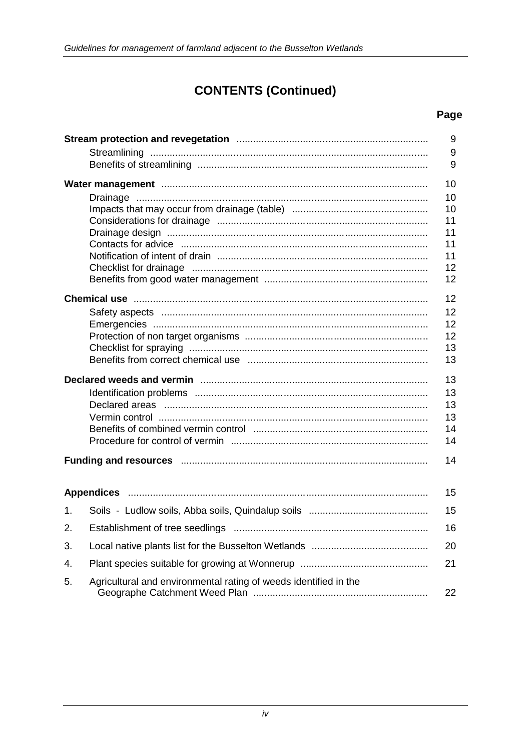# CONTENTS (Continued)

| | Page |
|---|---|
| **Stream protection and revegetation** | 9 |
| Streamlining | 9 |
| Benefits of streamlining | 9 |
| **Water management** | 10 |
| Drainage | 10 |
| Impacts that may occur from drainage (table) | 10 |
| Considerations for drainage | 11 |
| Drainage design | 11 |
| Contacts for advice | 11 |
| Notification of intent of drain | 11 |
| Checklist for drainage | 12 |
| Benefits from good water management | 12 |
| **Chemical use** | 12 |
| Safety aspects | 12 |
| Emergencies | 12 |
| Protection of non target organisms | 12 |
| Checklist for spraying | 13 |
| Benefits from correct chemical use | 13 |
| **Declared weeds and vermin** | 13 |
| Identification problems | 13 |
| Declared areas | 13 |
| Vermin control | 13 |
| Benefits of combined vermin control | 14 |
| Procedure for control of vermin | 14 |
| **Funding and resources** | 14 |
| **Appendices** | 15 |
| 1. Soils - Ludlow soils, Abba soils, Quindalup soils | 15 |
| 2. Establishment of tree seedlings | 16 |
| 3. Local native plants list for the Busselton Wetlands | 20 |
| 4. Plant species suitable for growing at Wonnerup | 21 |
| 5. Agricultural and environmental rating of weeds identified in the Geographe Catchment Weed Plan | 22 |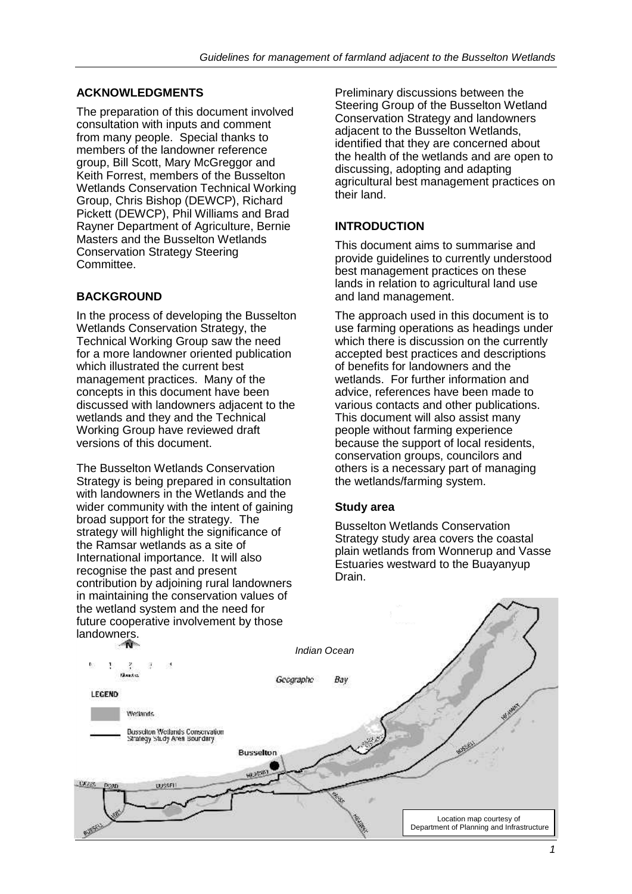## ACKNOWLEDGMENTS

The preparation of this document involved consultation with inputs and comment from many people. Special thanks to members of the landowner reference group, Bill Scott, Mary McGreggor and Keith Forrest, members of the Busselton Wetlands Conservation Technical Working Group, Chris Bishop (DEWCP), Richard Pickett (DEWCP), Phil Williams and Brad Rayner Department of Agriculture, Bernie Masters and the Busselton Wetlands Conservation Strategy Steering Committee.

## BACKGROUND

In the process of developing the Busselton Wetlands Conservation Strategy, the Technical Working Group saw the need for a more landowner oriented publication which illustrated the current best management practices. Many of the concepts in this document have been discussed with landowners adjacent to the wetlands and they and the Technical Working Group have reviewed draft versions of this document.

The Busselton Wetlands Conservation Strategy is being prepared in consultation with landowners in the Wetlands and the wider community with the intent of gaining broad support for the strategy. The strategy will highlight the significance of the Ramsar wetlands as a site of International importance. It will also recognise the past and present contribution by adjoining rural landowners in maintaining the conservation values of the wetland system and the need for future cooperative involvement by those landowners.

Preliminary discussions between the Steering Group of the Busselton Wetland Conservation Strategy and landowners adjacent to the Busselton Wetlands, identified that they are concerned about the health of the wetlands and are open to discussing, adopting and adapting agricultural best management practices on their land.

## INTRODUCTION

This document aims to summarise and provide guidelines to currently understood best management practices on these lands in relation to agricultural land use and land management.

The approach used in this document is to use farming operations as headings under which there is discussion on the currently accepted best practices and descriptions of benefits for landowners and the wetlands. For further information and advice, references have been made to various contacts and other publications. This document will also assist many people without farming experience because the support of local residents, conservation groups, councilors and others is a necessary part of managing the wetlands/farming system.

### Study area

Busselton Wetlands Conservation Strategy study area covers the coastal plain wetlands from Wonnerup and Vasse Estuaries westward to the Buayanyup Drain.

Location map courtesy of Department of Planning and Infrastructure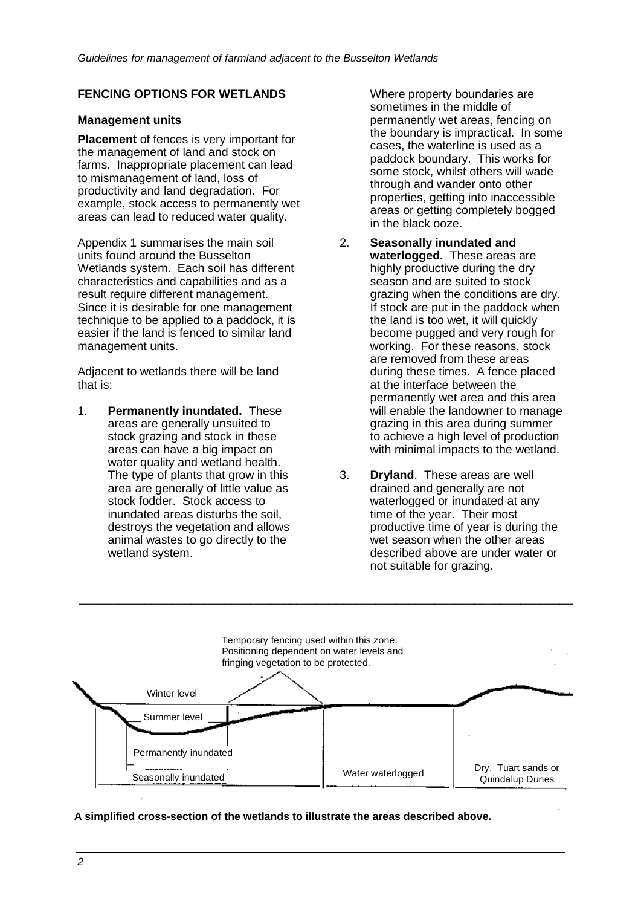## FENCING OPTIONS FOR WETLANDS

### Management units

**Placement** of fences is very important for the management of land and stock on farms. Inappropriate placement can lead to mismanagement of land, loss of productivity and land degradation. For example, stock access to permanently wet areas can lead to reduced water quality.

Appendix 1 summarises the main soil units found around the Busselton Wetlands system. Each soil has different characteristics and capabilities and as a result require different management. Since it is desirable for one management technique to be applied to a paddock, it is easier if the land is fenced to similar land management units.

Adjacent to wetlands there will be land that is:

1. **Permanently inundated.** These areas are generally unsuited to stock grazing and stock in these areas can have a big impact on water quality and wetland health. The type of plants that grow in this area are generally of little value as stock fodder. Stock access to inundated areas disturbs the soil, destroys the vegetation and allows animal wastes to go directly to the wetland system.

   Where property boundaries are sometimes in the middle of permanently wet areas, fencing on the boundary is impractical. In some cases, the waterline is used as a paddock boundary. This works for some stock, whilst others will wade through and wander onto other properties, getting into inaccessible areas or getting completely bogged in the black ooze.

2. **Seasonally inundated and waterlogged.** These areas are highly productive during the dry season and are suited to stock grazing when the conditions are dry. If stock are put in the paddock when the land is too wet, it will quickly become pugged and very rough for working. For these reasons, stock are removed from these areas during these times. A fence placed at the interface between the permanently wet area and this area will enable the landowner to manage grazing in this area during summer to achieve a high level of production with minimal impacts to the wetland.

3. **Dryland**. These areas are well drained and generally are not waterlogged or inundated at any time of the year. Their most productive time of year is during the wet season when the other areas described above are under water or not suitable for grazing.

---

Temporary fencing used within this zone. Positioning dependent on water levels and fringing vegetation to be protected.

Winter level

Summer level

Permanently inundated

Seasonally inundated

Water waterlogged

Dry. Tuart sands or Quindalup Dunes

**A simplified cross-section of the wetlands to illustrate the areas described above.**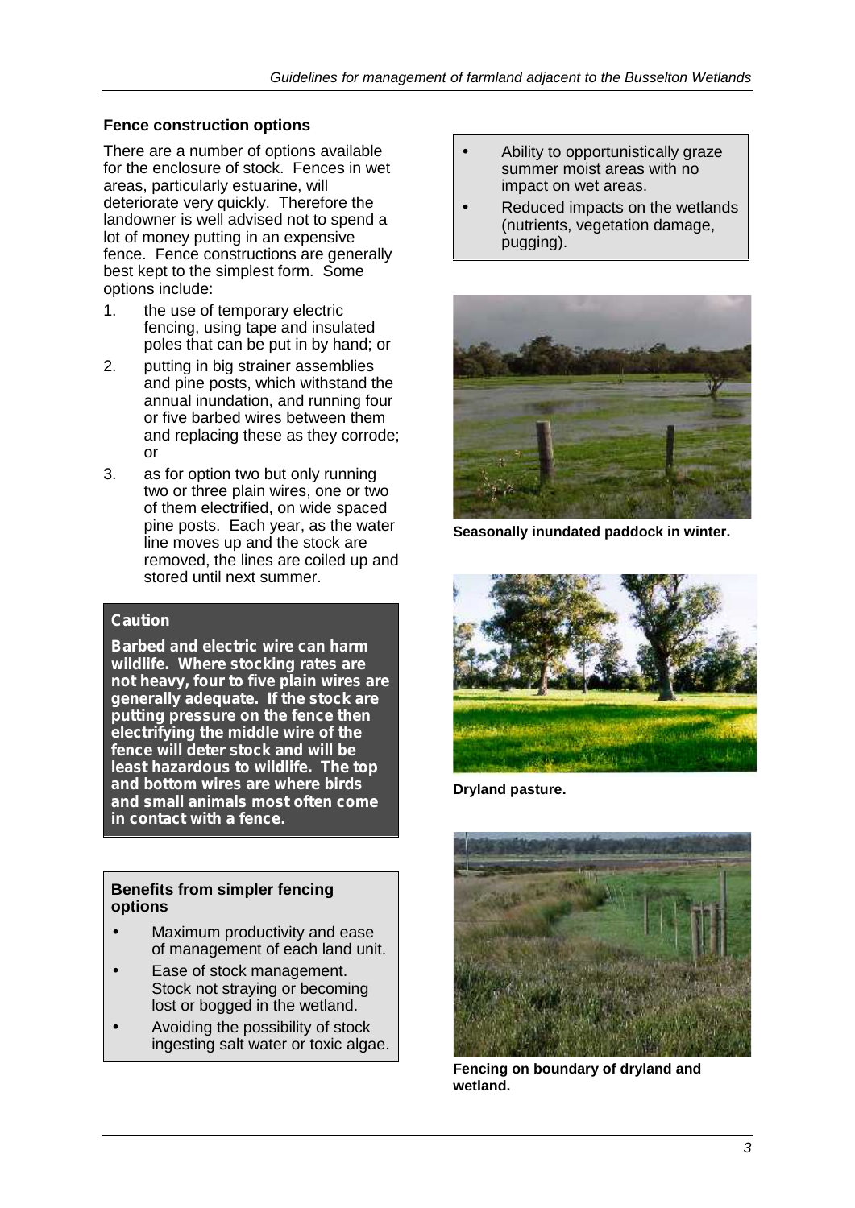### Fence construction options

There are a number of options available for the enclosure of stock. Fences in wet areas, particularly estuarine, will deteriorate very quickly. Therefore the landowner is well advised not to spend a lot of money putting in an expensive fence. Fence constructions are generally best kept to the simplest form. Some options include:

1. the use of temporary electric fencing, using tape and insulated poles that can be put in by hand; or
2. putting in big strainer assemblies and pine posts, which withstand the annual inundation, and running four or five barbed wires between them and replacing these as they corrode; or
3. as for option two but only running two or three plain wires, one or two of them electrified, on wide spaced pine posts. Each year, as the water line moves up and the stock are removed, the lines are coiled up and stored until next summer.

**Caution**

**Barbed and electric wire can harm wildlife. Where stocking rates are not heavy, four to five plain wires are generally adequate. If the stock are putting pressure on the fence then electrifying the middle wire of the fence will deter stock and will be least hazardous to wildlife. The top and bottom wires are where birds and small animals most often come in contact with a fence.**

**Benefits from simpler fencing options**

- Maximum productivity and ease of management of each land unit.
- Ease of stock management. Stock not straying or becoming lost or bogged in the wetland.
- Avoiding the possibility of stock ingesting salt water or toxic algae.
- Ability to opportunistically graze summer moist areas with no impact on wet areas.
- Reduced impacts on the wetlands (nutrients, vegetation damage, pugging).

**Seasonally inundated paddock in winter.**

**Dryland pasture.**

**Fencing on boundary of dryland and wetland.**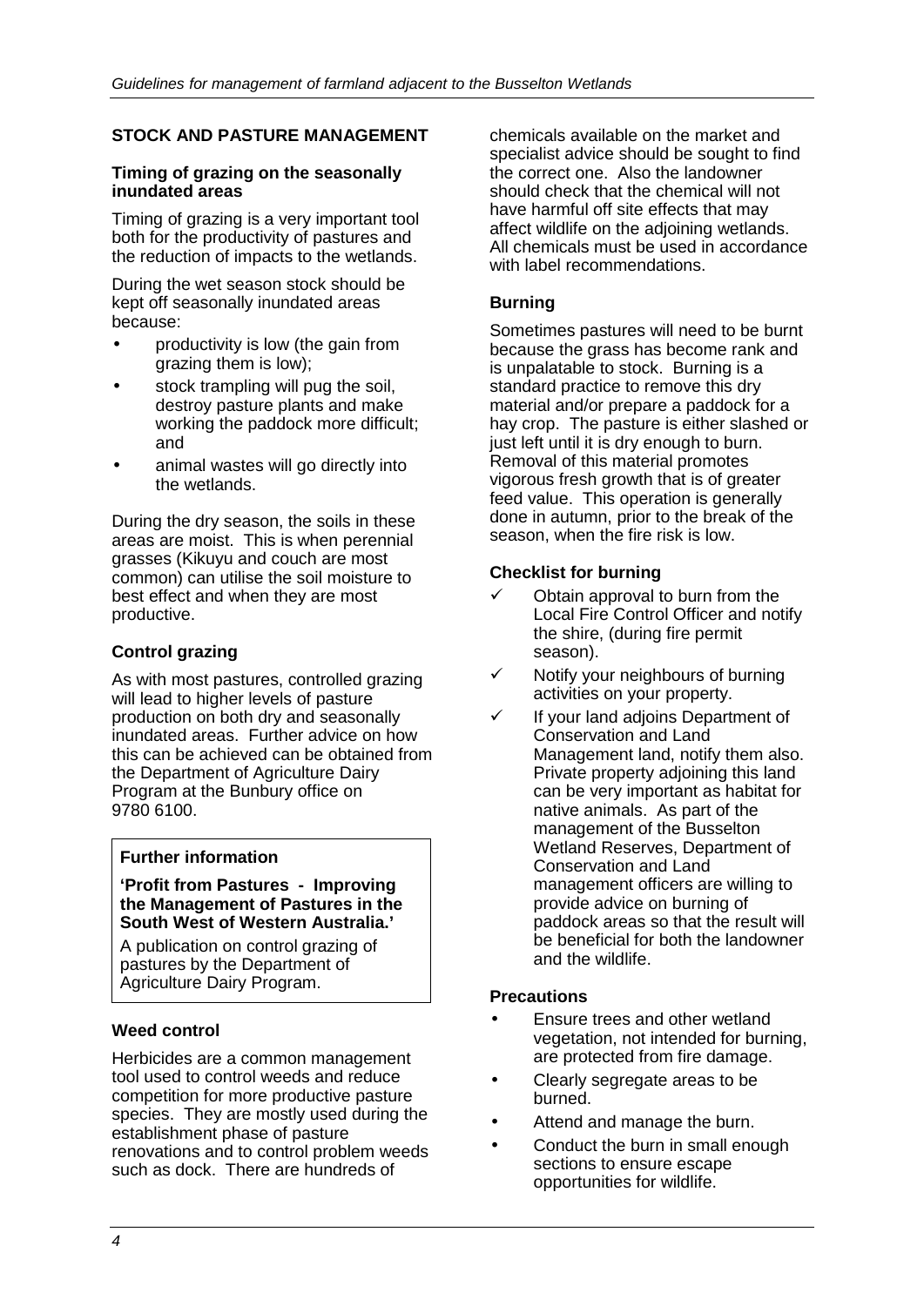## STOCK AND PASTURE MANAGEMENT

### Timing of grazing on the seasonally inundated areas

Timing of grazing is a very important tool both for the productivity of pastures and the reduction of impacts to the wetlands.

During the wet season stock should be kept off seasonally inundated areas because:

- productivity is low (the gain from grazing them is low);
- stock trampling will pug the soil, destroy pasture plants and make working the paddock more difficult; and
- animal wastes will go directly into the wetlands.

During the dry season, the soils in these areas are moist. This is when perennial grasses (Kikuyu and couch are most common) can utilise the soil moisture to best effect and when they are most productive.

### Control grazing

As with most pastures, controlled grazing will lead to higher levels of pasture production on both dry and seasonally inundated areas. Further advice on how this can be achieved can be obtained from the Department of Agriculture Dairy Program at the Bunbury office on 9780 6100.

> **Further information**
>
> **'Profit from Pastures - Improving the Management of Pastures in the South West of Western Australia.'**
>
> A publication on control grazing of pastures by the Department of Agriculture Dairy Program.

### Weed control

Herbicides are a common management tool used to control weeds and reduce competition for more productive pasture species. They are mostly used during the establishment phase of pasture renovations and to control problem weeds such as dock. There are hundreds of chemicals available on the market and specialist advice should be sought to find the correct one. Also the landowner should check that the chemical will not have harmful off site effects that may affect wildlife on the adjoining wetlands. All chemicals must be used in accordance with label recommendations.

### Burning

Sometimes pastures will need to be burnt because the grass has become rank and is unpalatable to stock. Burning is a standard practice to remove this dry material and/or prepare a paddock for a hay crop. The pasture is either slashed or just left until it is dry enough to burn. Removal of this material promotes vigorous fresh growth that is of greater feed value. This operation is generally done in autumn, prior to the break of the season, when the fire risk is low.

### Checklist for burning

- ✓ Obtain approval to burn from the Local Fire Control Officer and notify the shire, (during fire permit season).
- ✓ Notify your neighbours of burning activities on your property.
- ✓ If your land adjoins Department of Conservation and Land Management land, notify them also. Private property adjoining this land can be very important as habitat for native animals. As part of the management of the Busselton Wetland Reserves, Department of Conservation and Land management officers are willing to provide advice on burning of paddock areas so that the result will be beneficial for both the landowner and the wildlife.

### Precautions

- Ensure trees and other wetland vegetation, not intended for burning, are protected from fire damage.
- Clearly segregate areas to be burned.
- Attend and manage the burn.
- Conduct the burn in small enough sections to ensure escape opportunities for wildlife.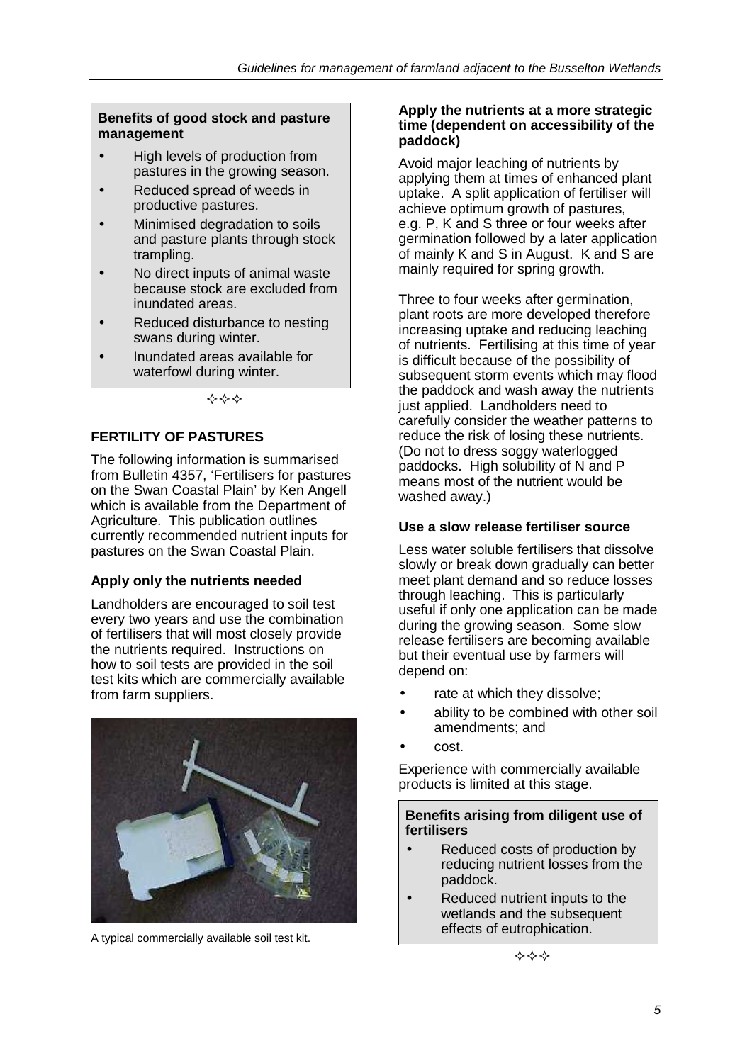**Benefits of good stock and pasture management**

- High levels of production from pastures in the growing season.
- Reduced spread of weeds in productive pastures.
- Minimised degradation to soils and pasture plants through stock trampling.
- No direct inputs of animal waste because stock are excluded from inundated areas.
- Reduced disturbance to nesting swans during winter.
- Inundated areas available for waterfowl during winter.

✧✧✧

## FERTILITY OF PASTURES

The following information is summarised from Bulletin 4357, 'Fertilisers for pastures on the Swan Coastal Plain' by Ken Angell which is available from the Department of Agriculture. This publication outlines currently recommended nutrient inputs for pastures on the Swan Coastal Plain.

### Apply only the nutrients needed

Landholders are encouraged to soil test every two years and use the combination of fertilisers that will most closely provide the nutrients required. Instructions on how to soil tests are provided in the soil test kits which are commercially available from farm suppliers.

A typical commercially available soil test kit.

### Apply the nutrients at a more strategic time (dependent on accessibility of the paddock)

Avoid major leaching of nutrients by applying them at times of enhanced plant uptake. A split application of fertiliser will achieve optimum growth of pastures, e.g. P, K and S three or four weeks after germination followed by a later application of mainly K and S in August. K and S are mainly required for spring growth.

Three to four weeks after germination, plant roots are more developed therefore increasing uptake and reducing leaching of nutrients. Fertilising at this time of year is difficult because of the possibility of subsequent storm events which may flood the paddock and wash away the nutrients just applied. Landholders need to carefully consider the weather patterns to reduce the risk of losing these nutrients. (Do not to dress soggy waterlogged paddocks. High solubility of N and P means most of the nutrient would be washed away.)

### Use a slow release fertiliser source

Less water soluble fertilisers that dissolve slowly or break down gradually can better meet plant demand and so reduce losses through leaching. This is particularly useful if only one application can be made during the growing season. Some slow release fertilisers are becoming available but their eventual use by farmers will depend on:

- rate at which they dissolve;
- ability to be combined with other soil amendments; and
- cost.

Experience with commercially available products is limited at this stage.

**Benefits arising from diligent use of fertilisers**

- Reduced costs of production by reducing nutrient losses from the paddock.
- Reduced nutrient inputs to the wetlands and the subsequent effects of eutrophication.

✧✧✧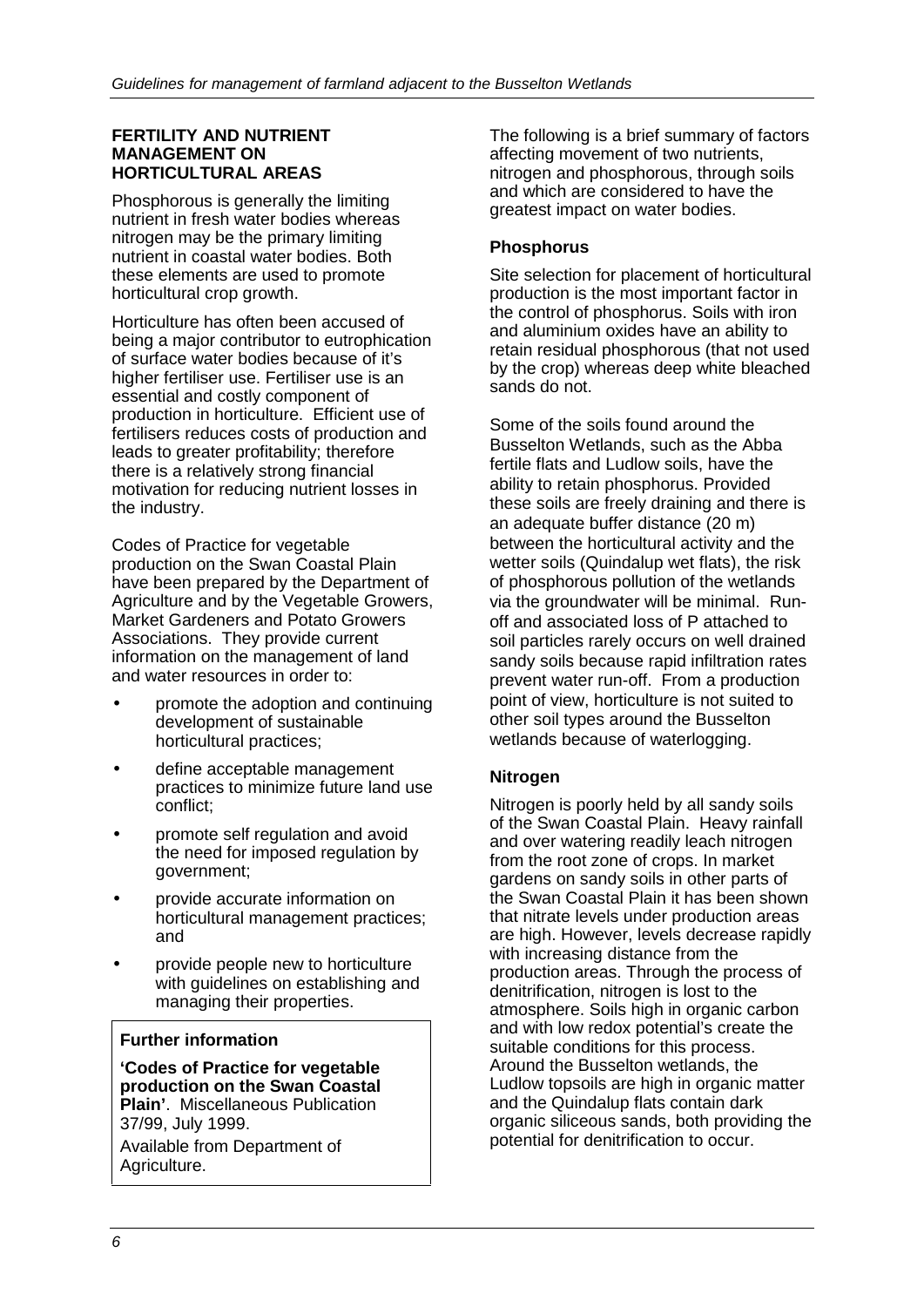## FERTILITY AND NUTRIENT MANAGEMENT ON HORTICULTURAL AREAS

Phosphorous is generally the limiting nutrient in fresh water bodies whereas nitrogen may be the primary limiting nutrient in coastal water bodies. Both these elements are used to promote horticultural crop growth.

Horticulture has often been accused of being a major contributor to eutrophication of surface water bodies because of it's higher fertiliser use. Fertiliser use is an essential and costly component of production in horticulture. Efficient use of fertilisers reduces costs of production and leads to greater profitability; therefore there is a relatively strong financial motivation for reducing nutrient losses in the industry.

Codes of Practice for vegetable production on the Swan Coastal Plain have been prepared by the Department of Agriculture and by the Vegetable Growers, Market Gardeners and Potato Growers Associations. They provide current information on the management of land and water resources in order to:

- promote the adoption and continuing development of sustainable horticultural practices;
- define acceptable management practices to minimize future land use conflict;
- promote self regulation and avoid the need for imposed regulation by government;
- provide accurate information on horticultural management practices; and
- provide people new to horticulture with guidelines on establishing and managing their properties.

**Further information**

**'Codes of Practice for vegetable production on the Swan Coastal Plain'**. Miscellaneous Publication 37/99, July 1999.

Available from Department of Agriculture.

The following is a brief summary of factors affecting movement of two nutrients, nitrogen and phosphorous, through soils and which are considered to have the greatest impact on water bodies.

### Phosphorus

Site selection for placement of horticultural production is the most important factor in the control of phosphorus. Soils with iron and aluminium oxides have an ability to retain residual phosphorous (that not used by the crop) whereas deep white bleached sands do not.

Some of the soils found around the Busselton Wetlands, such as the Abba fertile flats and Ludlow soils, have the ability to retain phosphorus. Provided these soils are freely draining and there is an adequate buffer distance (20 m) between the horticultural activity and the wetter soils (Quindalup wet flats), the risk of phosphorous pollution of the wetlands via the groundwater will be minimal. Run-off and associated loss of P attached to soil particles rarely occurs on well drained sandy soils because rapid infiltration rates prevent water run-off. From a production point of view, horticulture is not suited to other soil types around the Busselton wetlands because of waterlogging.

### Nitrogen

Nitrogen is poorly held by all sandy soils of the Swan Coastal Plain. Heavy rainfall and over watering readily leach nitrogen from the root zone of crops. In market gardens on sandy soils in other parts of the Swan Coastal Plain it has been shown that nitrate levels under production areas are high. However, levels decrease rapidly with increasing distance from the production areas. Through the process of denitrification, nitrogen is lost to the atmosphere. Soils high in organic carbon and with low redox potential's create the suitable conditions for this process. Around the Busselton wetlands, the Ludlow topsoils are high in organic matter and the Quindalup flats contain dark organic siliceous sands, both providing the potential for denitrification to occur.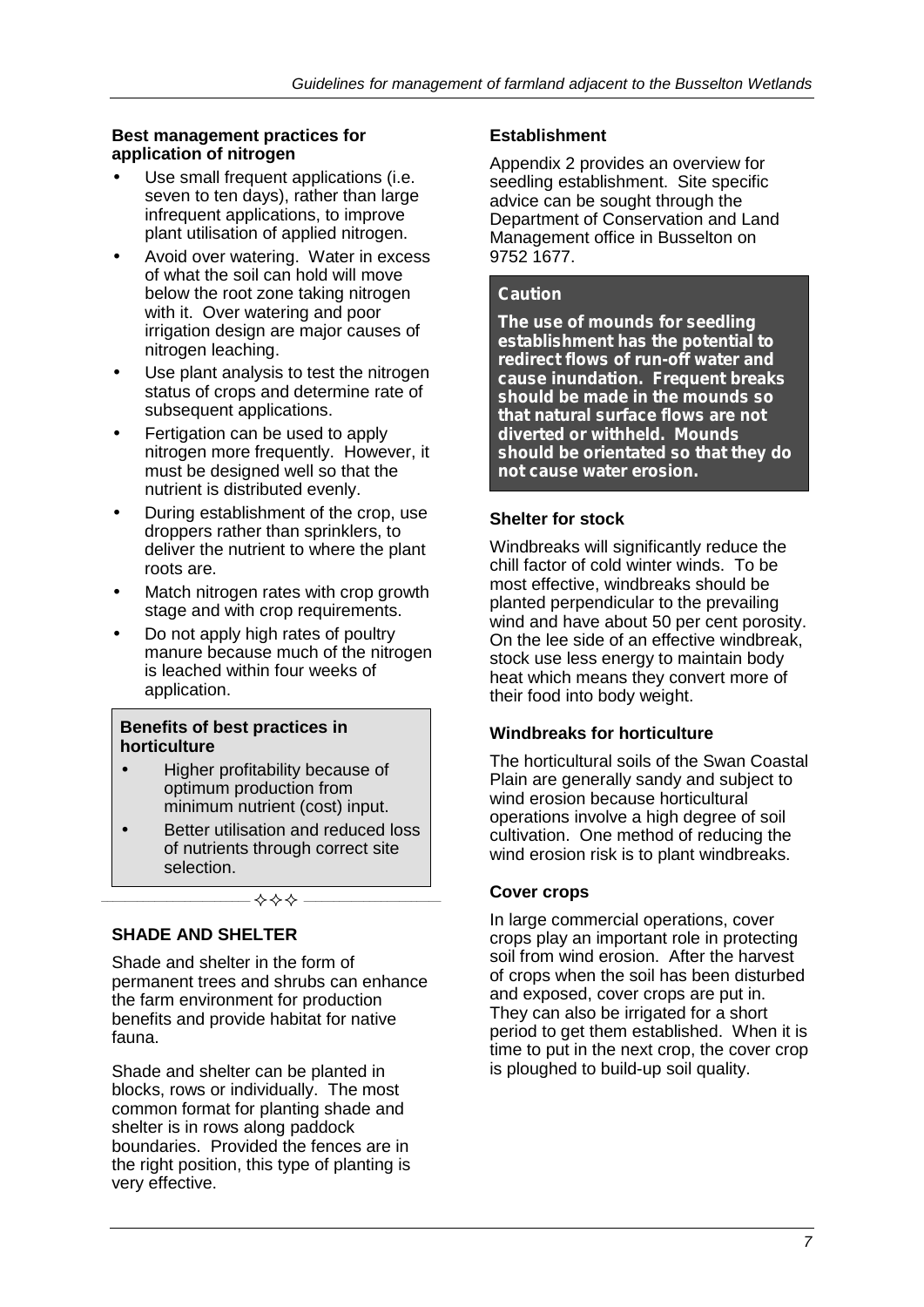**Best management practices for application of nitrogen**

- Use small frequent applications (i.e. seven to ten days), rather than large infrequent applications, to improve plant utilisation of applied nitrogen.
- Avoid over watering. Water in excess of what the soil can hold will move below the root zone taking nitrogen with it. Over watering and poor irrigation design are major causes of nitrogen leaching.
- Use plant analysis to test the nitrogen status of crops and determine rate of subsequent applications.
- Fertigation can be used to apply nitrogen more frequently. However, it must be designed well so that the nutrient is distributed evenly.
- During establishment of the crop, use droppers rather than sprinklers, to deliver the nutrient to where the plant roots are.
- Match nitrogen rates with crop growth stage and with crop requirements.
- Do not apply high rates of poultry manure because much of the nitrogen is leached within four weeks of application.

**Benefits of best practices in horticulture**

- Higher profitability because of optimum production from minimum nutrient (cost) input.
- Better utilisation and reduced loss of nutrients through correct site selection.

✧✧✧

## SHADE AND SHELTER

Shade and shelter in the form of permanent trees and shrubs can enhance the farm environment for production benefits and provide habitat for native fauna.

Shade and shelter can be planted in blocks, rows or individually. The most common format for planting shade and shelter is in rows along paddock boundaries. Provided the fences are in the right position, this type of planting is very effective.

### Establishment

Appendix 2 provides an overview for seedling establishment. Site specific advice can be sought through the Department of Conservation and Land Management office in Busselton on 9752 1677.

**Caution**

**The use of mounds for seedling establishment has the potential to redirect flows of run-off water and cause inundation. Frequent breaks should be made in the mounds so that natural surface flows are not diverted or withheld. Mounds should be orientated so that they do not cause water erosion.**

### Shelter for stock

Windbreaks will significantly reduce the chill factor of cold winter winds. To be most effective, windbreaks should be planted perpendicular to the prevailing wind and have about 50 per cent porosity. On the lee side of an effective windbreak, stock use less energy to maintain body heat which means they convert more of their food into body weight.

### Windbreaks for horticulture

The horticultural soils of the Swan Coastal Plain are generally sandy and subject to wind erosion because horticultural operations involve a high degree of soil cultivation. One method of reducing the wind erosion risk is to plant windbreaks.

### Cover crops

In large commercial operations, cover crops play an important role in protecting soil from wind erosion. After the harvest of crops when the soil has been disturbed and exposed, cover crops are put in. They can also be irrigated for a short period to get them established. When it is time to put in the next crop, the cover crop is ploughed to build-up soil quality.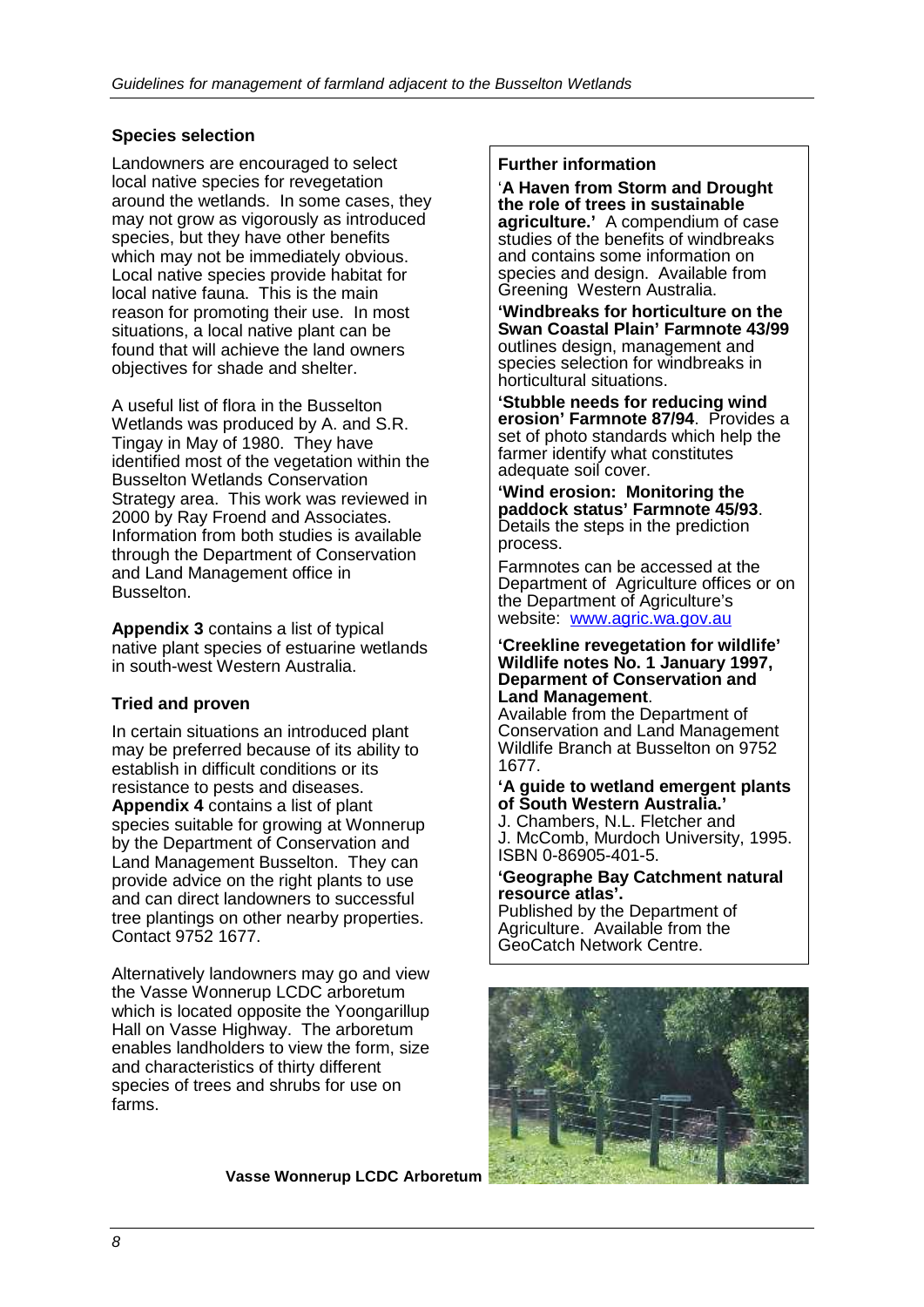### Species selection

Landowners are encouraged to select local native species for revegetation around the wetlands. In some cases, they may not grow as vigorously as introduced species, but they have other benefits which may not be immediately obvious. Local native species provide habitat for local native fauna. This is the main reason for promoting their use. In most situations, a local native plant can be found that will achieve the land owners objectives for shade and shelter.

A useful list of flora in the Busselton Wetlands was produced by A. and S.R. Tingay in May of 1980. They have identified most of the vegetation within the Busselton Wetlands Conservation Strategy area. This work was reviewed in 2000 by Ray Froend and Associates. Information from both studies is available through the Department of Conservation and Land Management office in Busselton.

**Appendix 3** contains a list of typical native plant species of estuarine wetlands in south-west Western Australia.

### Tried and proven

In certain situations an introduced plant may be preferred because of its ability to establish in difficult conditions or its resistance to pests and diseases. **Appendix 4** contains a list of plant species suitable for growing at Wonnerup by the Department of Conservation and Land Management Busselton. They can provide advice on the right plants to use and can direct landowners to successful tree plantings on other nearby properties. Contact 9752 1677.

Alternatively landowners may go and view the Vasse Wonnerup LCDC arboretum which is located opposite the Yoongarillup Hall on Vasse Highway. The arboretum enables landholders to view the form, size and characteristics of thirty different species of trees and shrubs for use on farms.

**Vasse Wonnerup LCDC Arboretum**

### Further information

'**A Haven from Storm and Drought the role of trees in sustainable agriculture.'** A compendium of case studies of the benefits of windbreaks and contains some information on species and design. Available from Greening Western Australia.

**'Windbreaks for horticulture on the Swan Coastal Plain' Farmnote 43/99** outlines design, management and species selection for windbreaks in horticultural situations.

**'Stubble needs for reducing wind erosion' Farmnote 87/94**. Provides a set of photo standards which help the farmer identify what constitutes adequate soil cover.

**'Wind erosion: Monitoring the paddock status' Farmnote 45/93**. Details the steps in the prediction process.

Farmnotes can be accessed at the Department of Agriculture offices or on the Department of Agriculture's website: www.agric.wa.gov.au

**'Creekline revegetation for wildlife' Wildlife notes No. 1 January 1997, Deparment of Conservation and Land Management**. Available from the Department of Conservation and Land Management Wildlife Branch at Busselton on 9752 1677.

**'A guide to wetland emergent plants of South Western Australia.'** J. Chambers, N.L. Fletcher and J. McComb, Murdoch University, 1995. ISBN 0-86905-401-5.

**'Geographe Bay Catchment natural resource atlas'.** Published by the Department of Agriculture. Available from the GeoCatch Network Centre.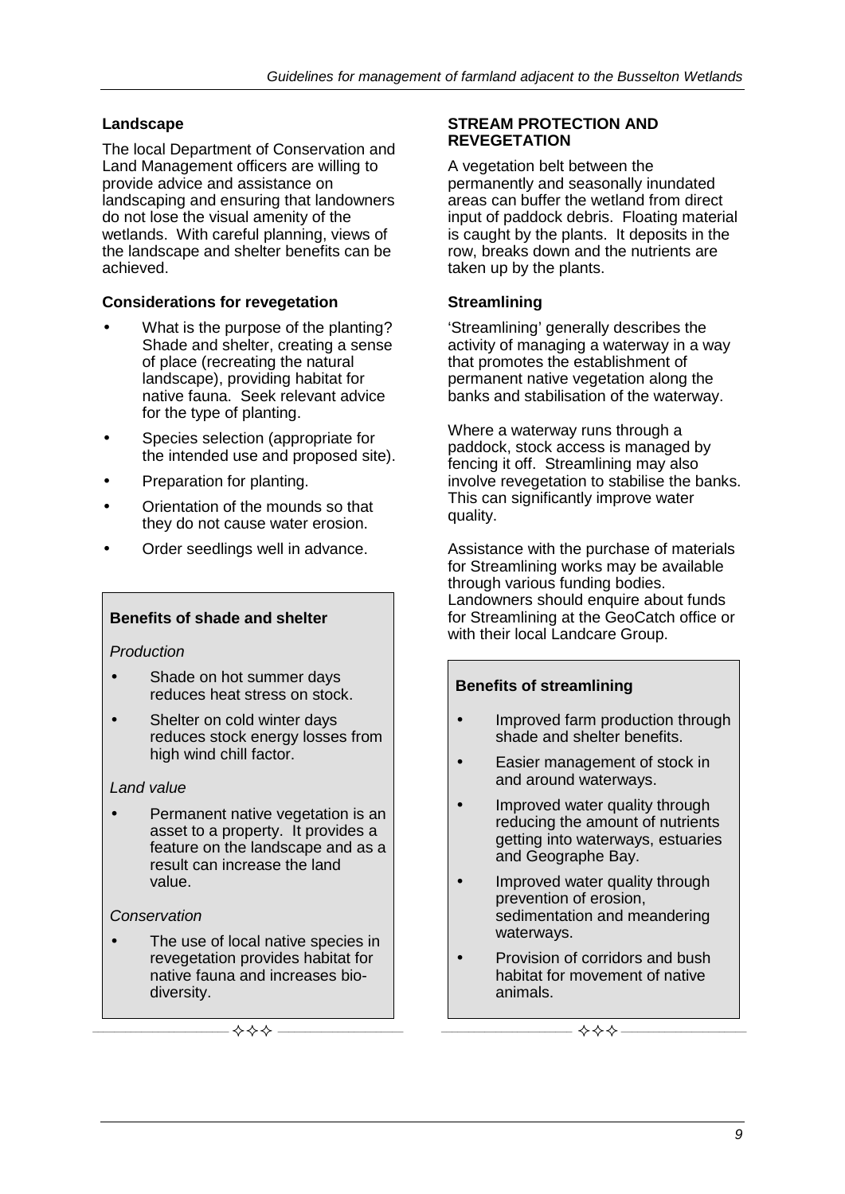### Landscape

The local Department of Conservation and Land Management officers are willing to provide advice and assistance on landscaping and ensuring that landowners do not lose the visual amenity of the wetlands. With careful planning, views of the landscape and shelter benefits can be achieved.

### Considerations for revegetation

- What is the purpose of the planting? Shade and shelter, creating a sense of place (recreating the natural landscape), providing habitat for native fauna. Seek relevant advice for the type of planting.
- Species selection (appropriate for the intended use and proposed site).
- Preparation for planting.
- Orientation of the mounds so that they do not cause water erosion.
- Order seedlings well in advance.

> **Benefits of shade and shelter**
>
> *Production*
>
> - Shade on hot summer days reduces heat stress on stock.
> - Shelter on cold winter days reduces stock energy losses from high wind chill factor.
>
> *Land value*
>
> - Permanent native vegetation is an asset to a property. It provides a feature on the landscape and as a result can increase the land value.
>
> *Conservation*
>
> - The use of local native species in revegetation provides habitat for native fauna and increases bio-diversity.

## STREAM PROTECTION AND REVEGETATION

A vegetation belt between the permanently and seasonally inundated areas can buffer the wetland from direct input of paddock debris. Floating material is caught by the plants. It deposits in the row, breaks down and the nutrients are taken up by the plants.

### Streamlining

'Streamlining' generally describes the activity of managing a waterway in a way that promotes the establishment of permanent native vegetation along the banks and stabilisation of the waterway.

Where a waterway runs through a paddock, stock access is managed by fencing it off. Streamlining may also involve revegetation to stabilise the banks. This can significantly improve water quality.

Assistance with the purchase of materials for Streamlining works may be available through various funding bodies. Landowners should enquire about funds for Streamlining at the GeoCatch office or with their local Landcare Group.

> **Benefits of streamlining**
>
> - Improved farm production through shade and shelter benefits.
> - Easier management of stock in and around waterways.
> - Improved water quality through reducing the amount of nutrients getting into waterways, estuaries and Geographe Bay.
> - Improved water quality through prevention of erosion, sedimentation and meandering waterways.
> - Provision of corridors and bush habitat for movement of native animals.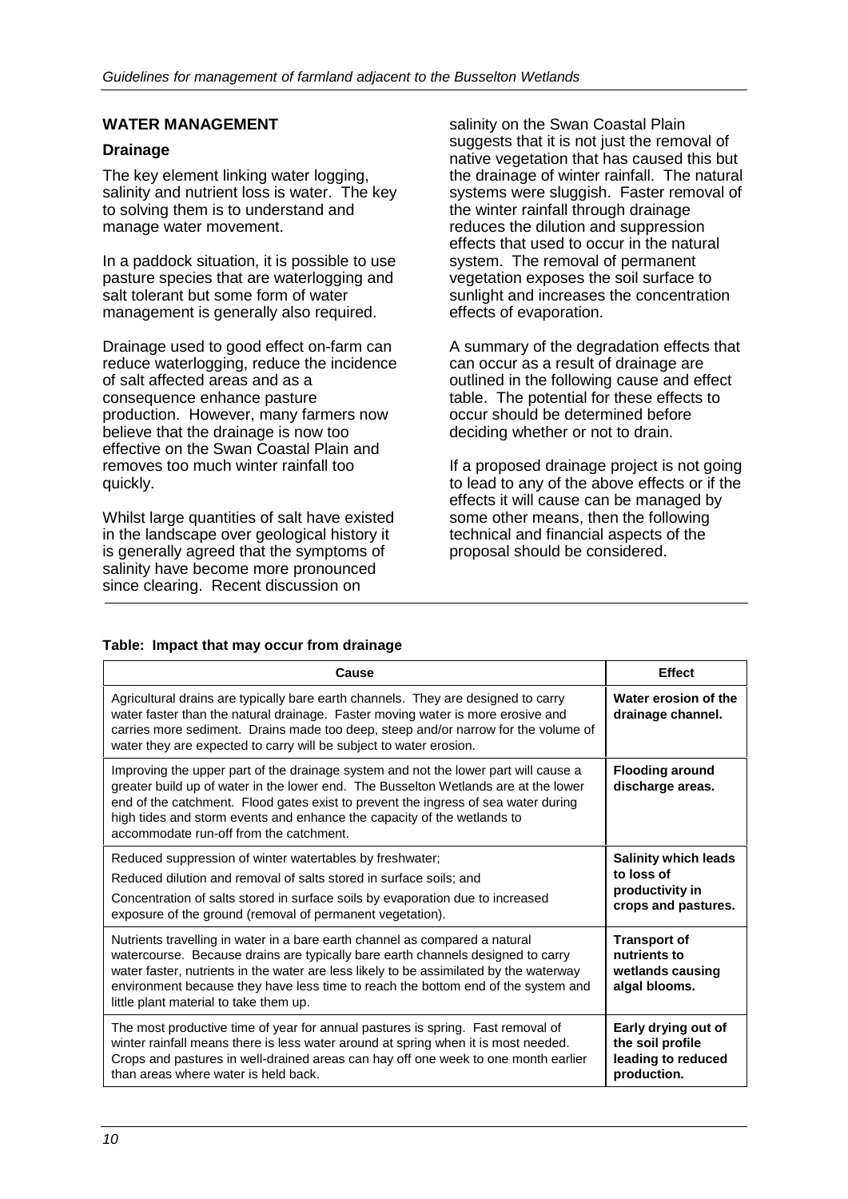## WATER MANAGEMENT

### Drainage

The key element linking water logging, salinity and nutrient loss is water. The key to solving them is to understand and manage water movement.

In a paddock situation, it is possible to use pasture species that are waterlogging and salt tolerant but some form of water management is generally also required.

Drainage used to good effect on-farm can reduce waterlogging, reduce the incidence of salt affected areas and as a consequence enhance pasture production. However, many farmers now believe that the drainage is now too effective on the Swan Coastal Plain and removes too much winter rainfall too quickly.

Whilst large quantities of salt have existed in the landscape over geological history it is generally agreed that the symptoms of salinity have become more pronounced since clearing. Recent discussion on salinity on the Swan Coastal Plain suggests that it is not just the removal of native vegetation that has caused this but the drainage of winter rainfall. The natural systems were sluggish. Faster removal of the winter rainfall through drainage reduces the dilution and suppression effects that used to occur in the natural system. The removal of permanent vegetation exposes the soil surface to sunlight and increases the concentration effects of evaporation.

A summary of the degradation effects that can occur as a result of drainage are outlined in the following cause and effect table. The potential for these effects to occur should be determined before deciding whether or not to drain.

If a proposed drainage project is not going to lead to any of the above effects or if the effects it will cause can be managed by some other means, then the following technical and financial aspects of the proposal should be considered.

**Table: Impact that may occur from drainage**

| Cause | Effect |
|---|---|
| Agricultural drains are typically bare earth channels. They are designed to carry water faster than the natural drainage. Faster moving water is more erosive and carries more sediment. Drains made too deep, steep and/or narrow for the volume of water they are expected to carry will be subject to water erosion. | **Water erosion of the drainage channel.** |
| Improving the upper part of the drainage system and not the lower part will cause a greater build up of water in the lower end. The Busselton Wetlands are at the lower end of the catchment. Flood gates exist to prevent the ingress of sea water during high tides and storm events and enhance the capacity of the wetlands to accommodate run-off from the catchment. | **Flooding around discharge areas.** |
| Reduced suppression of winter watertables by freshwater; Reduced dilution and removal of salts stored in surface soils; and Concentration of salts stored in surface soils by evaporation due to increased exposure of the ground (removal of permanent vegetation). | **Salinity which leads to loss of productivity in crops and pastures.** |
| Nutrients travelling in water in a bare earth channel as compared a natural watercourse. Because drains are typically bare earth channels designed to carry water faster, nutrients in the water are less likely to be assimilated by the waterway environment because they have less time to reach the bottom end of the system and little plant material to take them up. | **Transport of nutrients to wetlands causing algal blooms.** |
| The most productive time of year for annual pastures is spring. Fast removal of winter rainfall means there is less water around at spring when it is most needed. Crops and pastures in well-drained areas can hay off one week to one month earlier than areas where water is held back. | **Early drying out of the soil profile leading to reduced production.** |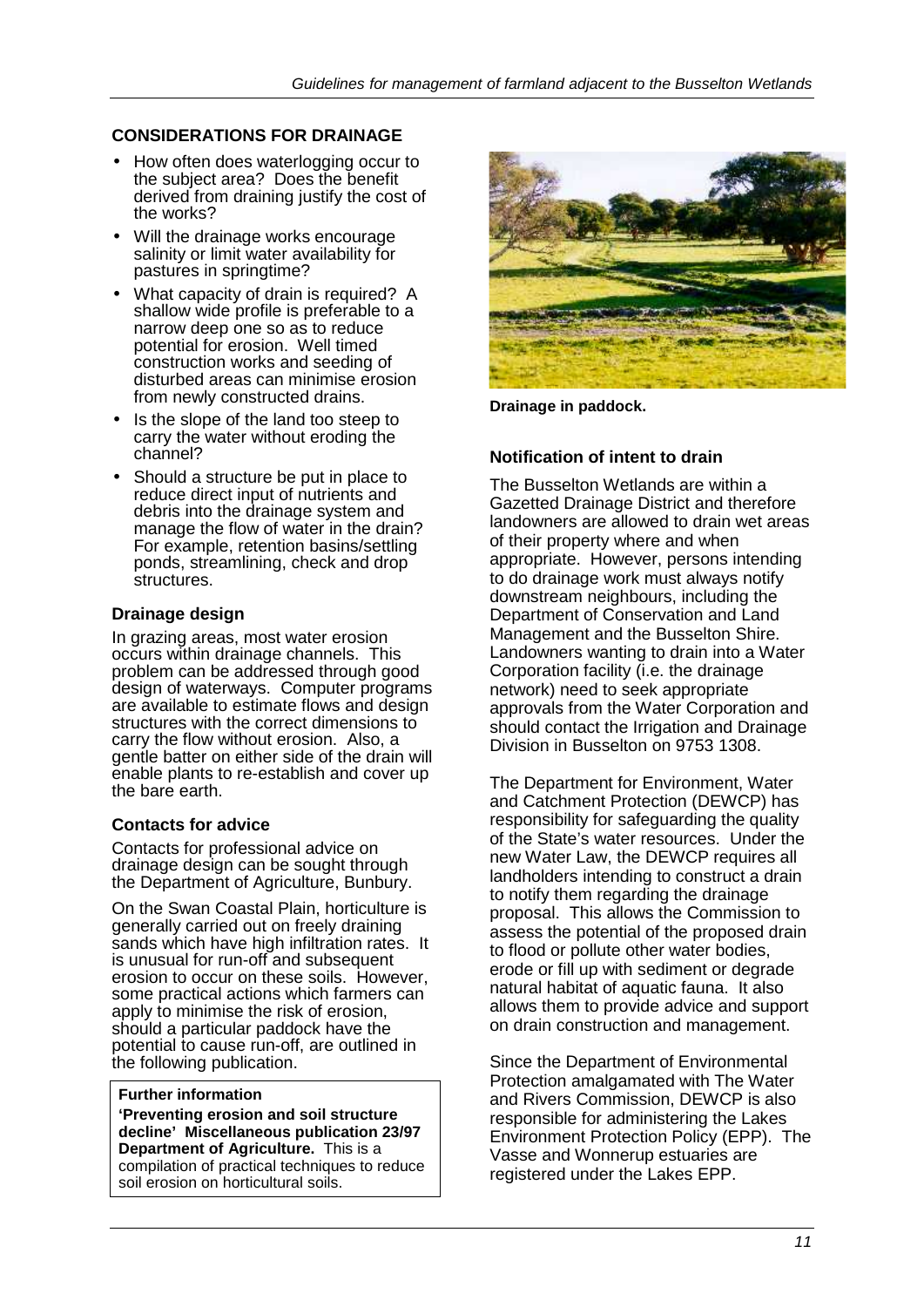## CONSIDERATIONS FOR DRAINAGE

- How often does waterlogging occur to the subject area? Does the benefit derived from draining justify the cost of the works?
- Will the drainage works encourage salinity or limit water availability for pastures in springtime?
- What capacity of drain is required? A shallow wide profile is preferable to a narrow deep one so as to reduce potential for erosion. Well timed construction works and seeding of disturbed areas can minimise erosion from newly constructed drains.
- Is the slope of the land too steep to carry the water without eroding the channel?
- Should a structure be put in place to reduce direct input of nutrients and debris into the drainage system and manage the flow of water in the drain? For example, retention basins/settling ponds, streamlining, check and drop structures.

### Drainage design

In grazing areas, most water erosion occurs within drainage channels. This problem can be addressed through good design of waterways. Computer programs are available to estimate flows and design structures with the correct dimensions to carry the flow without erosion. Also, a gentle batter on either side of the drain will enable plants to re-establish and cover up the bare earth.

### Contacts for advice

Contacts for professional advice on drainage design can be sought through the Department of Agriculture, Bunbury.

On the Swan Coastal Plain, horticulture is generally carried out on freely draining sands which have high infiltration rates. It is unusual for run-off and subsequent erosion to occur on these soils. However, some practical actions which farmers can apply to minimise the risk of erosion, should a particular paddock have the potential to cause run-off, are outlined in the following publication.

**Further information**

**'Preventing erosion and soil structure decline' Miscellaneous publication 23/97 Department of Agriculture.** This is a compilation of practical techniques to reduce soil erosion on horticultural soils.

**Drainage in paddock.**

### Notification of intent to drain

The Busselton Wetlands are within a Gazetted Drainage District and therefore landowners are allowed to drain wet areas of their property where and when appropriate. However, persons intending to do drainage work must always notify downstream neighbours, including the Department of Conservation and Land Management and the Busselton Shire. Landowners wanting to drain into a Water Corporation facility (i.e. the drainage network) need to seek appropriate approvals from the Water Corporation and should contact the Irrigation and Drainage Division in Busselton on 9753 1308.

The Department for Environment, Water and Catchment Protection (DEWCP) has responsibility for safeguarding the quality of the State's water resources. Under the new Water Law, the DEWCP requires all landholders intending to construct a drain to notify them regarding the drainage proposal. This allows the Commission to assess the potential of the proposed drain to flood or pollute other water bodies, erode or fill up with sediment or degrade natural habitat of aquatic fauna. It also allows them to provide advice and support on drain construction and management.

Since the Department of Environmental Protection amalgamated with The Water and Rivers Commission, DEWCP is also responsible for administering the Lakes Environment Protection Policy (EPP). The Vasse and Wonnerup estuaries are registered under the Lakes EPP.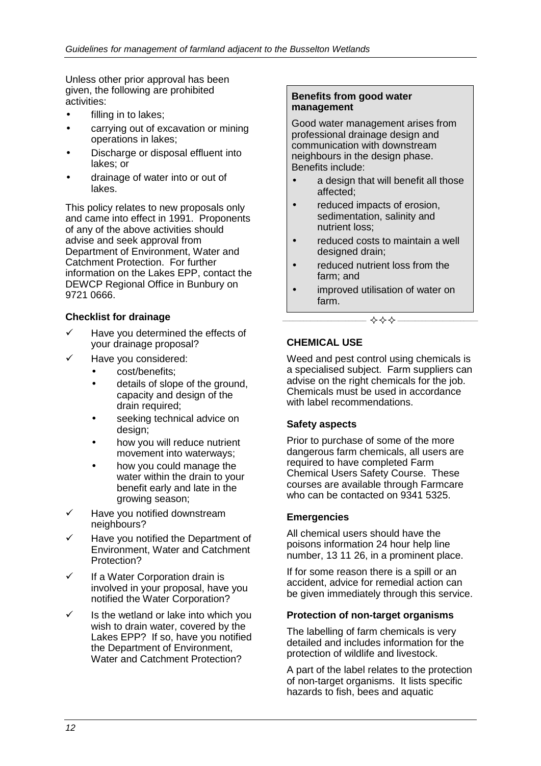Unless other prior approval has been given, the following are prohibited activities:

- filling in to lakes;
- carrying out of excavation or mining operations in lakes;
- Discharge or disposal effluent into lakes; or
- drainage of water into or out of lakes.

This policy relates to new proposals only and came into effect in 1991. Proponents of any of the above activities should advise and seek approval from Department of Environment, Water and Catchment Protection. For further information on the Lakes EPP, contact the DEWCP Regional Office in Bunbury on 9721 0666.

**Checklist for drainage**

- ✓ Have you determined the effects of your drainage proposal?
- ✓ Have you considered:
  - cost/benefits;
  - details of slope of the ground, capacity and design of the drain required;
  - seeking technical advice on design;
  - how you will reduce nutrient movement into waterways;
  - how you could manage the water within the drain to your benefit early and late in the growing season;
- ✓ Have you notified downstream neighbours?
- ✓ Have you notified the Department of Environment, Water and Catchment Protection?
- ✓ If a Water Corporation drain is involved in your proposal, have you notified the Water Corporation?
- ✓ Is the wetland or lake into which you wish to drain water, covered by the Lakes EPP? If so, have you notified the Department of Environment, Water and Catchment Protection?

> **Benefits from good water management**
>
> Good water management arises from professional drainage design and communication with downstream neighbours in the design phase. Benefits include:
>
> - a design that will benefit all those affected;
> - reduced impacts of erosion, sedimentation, salinity and nutrient loss;
> - reduced costs to maintain a well designed drain;
> - reduced nutrient loss from the farm; and
> - improved utilisation of water on farm.

✧✧✧

## CHEMICAL USE

Weed and pest control using chemicals is a specialised subject. Farm suppliers can advise on the right chemicals for the job. Chemicals must be used in accordance with label recommendations.

**Safety aspects**

Prior to purchase of some of the more dangerous farm chemicals, all users are required to have completed Farm Chemical Users Safety Course. These courses are available through Farmcare who can be contacted on 9341 5325.

**Emergencies**

All chemical users should have the poisons information 24 hour help line number, 13 11 26, in a prominent place.

If for some reason there is a spill or an accident, advice for remedial action can be given immediately through this service.

**Protection of non-target organisms**

The labelling of farm chemicals is very detailed and includes information for the protection of wildlife and livestock.

A part of the label relates to the protection of non-target organisms. It lists specific hazards to fish, bees and aquatic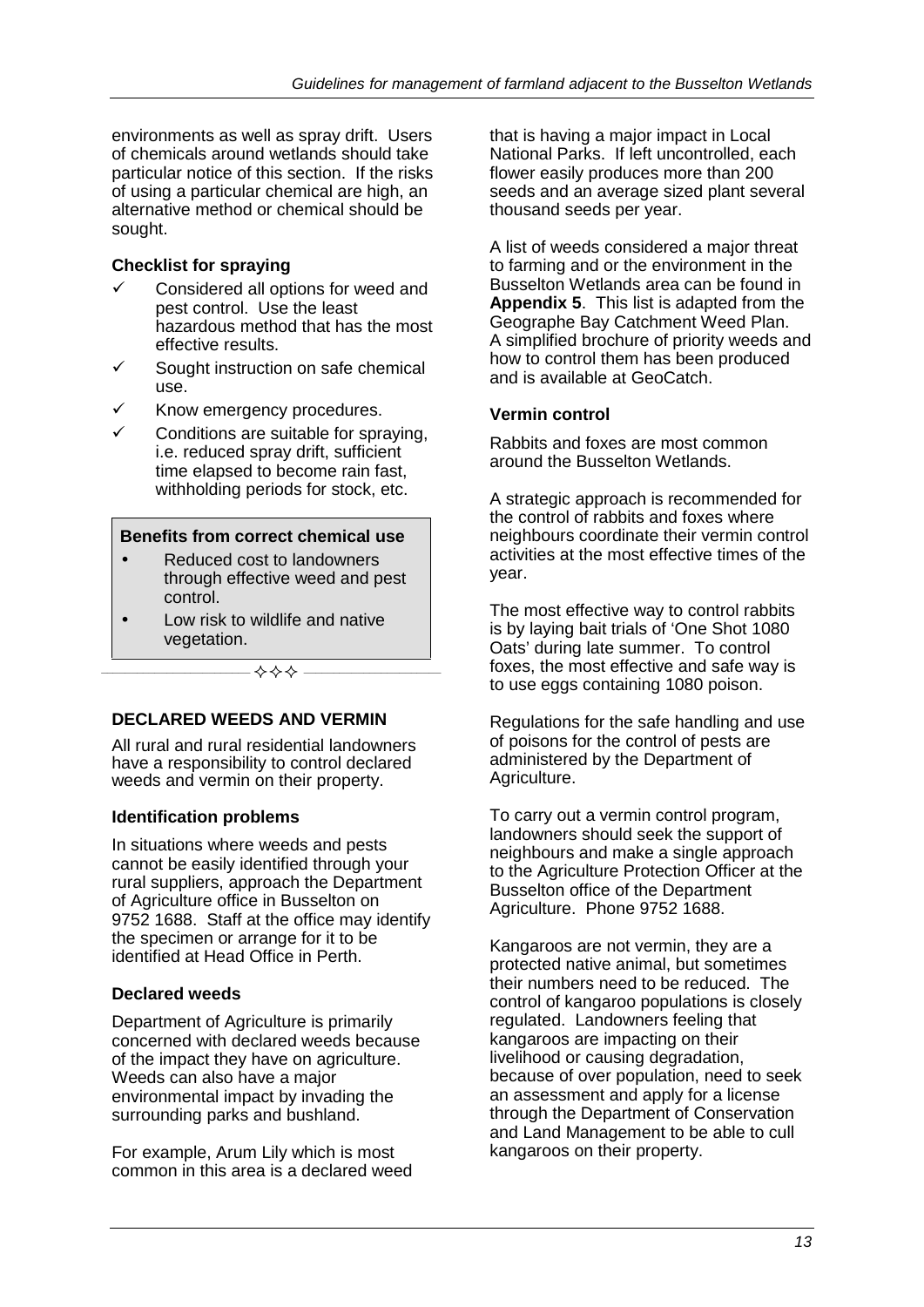environments as well as spray drift. Users of chemicals around wetlands should take particular notice of this section. If the risks of using a particular chemical are high, an alternative method or chemical should be sought.

**Checklist for spraying**

- ✓ Considered all options for weed and pest control. Use the least hazardous method that has the most effective results.
- ✓ Sought instruction on safe chemical use.
- ✓ Know emergency procedures.
- ✓ Conditions are suitable for spraying, i.e. reduced spray drift, sufficient time elapsed to become rain fast, withholding periods for stock, etc.

**Benefits from correct chemical use**

- Reduced cost to landowners through effective weed and pest control.
- Low risk to wildlife and native vegetation.

✧✧✧

## DECLARED WEEDS AND VERMIN

All rural and rural residential landowners have a responsibility to control declared weeds and vermin on their property.

**Identification problems**

In situations where weeds and pests cannot be easily identified through your rural suppliers, approach the Department of Agriculture office in Busselton on 9752 1688. Staff at the office may identify the specimen or arrange for it to be identified at Head Office in Perth.

**Declared weeds**

Department of Agriculture is primarily concerned with declared weeds because of the impact they have on agriculture. Weeds can also have a major environmental impact by invading the surrounding parks and bushland.

For example, Arum Lily which is most common in this area is a declared weed that is having a major impact in Local National Parks. If left uncontrolled, each flower easily produces more than 200 seeds and an average sized plant several thousand seeds per year.

A list of weeds considered a major threat to farming and or the environment in the Busselton Wetlands area can be found in **Appendix 5**. This list is adapted from the Geographe Bay Catchment Weed Plan. A simplified brochure of priority weeds and how to control them has been produced and is available at GeoCatch.

**Vermin control**

Rabbits and foxes are most common around the Busselton Wetlands.

A strategic approach is recommended for the control of rabbits and foxes where neighbours coordinate their vermin control activities at the most effective times of the year.

The most effective way to control rabbits is by laying bait trials of 'One Shot 1080 Oats' during late summer. To control foxes, the most effective and safe way is to use eggs containing 1080 poison.

Regulations for the safe handling and use of poisons for the control of pests are administered by the Department of Agriculture.

To carry out a vermin control program, landowners should seek the support of neighbours and make a single approach to the Agriculture Protection Officer at the Busselton office of the Department Agriculture. Phone 9752 1688.

Kangaroos are not vermin, they are a protected native animal, but sometimes their numbers need to be reduced. The control of kangaroo populations is closely regulated. Landowners feeling that kangaroos are impacting on their livelihood or causing degradation, because of over population, need to seek an assessment and apply for a license through the Department of Conservation and Land Management to be able to cull kangaroos on their property.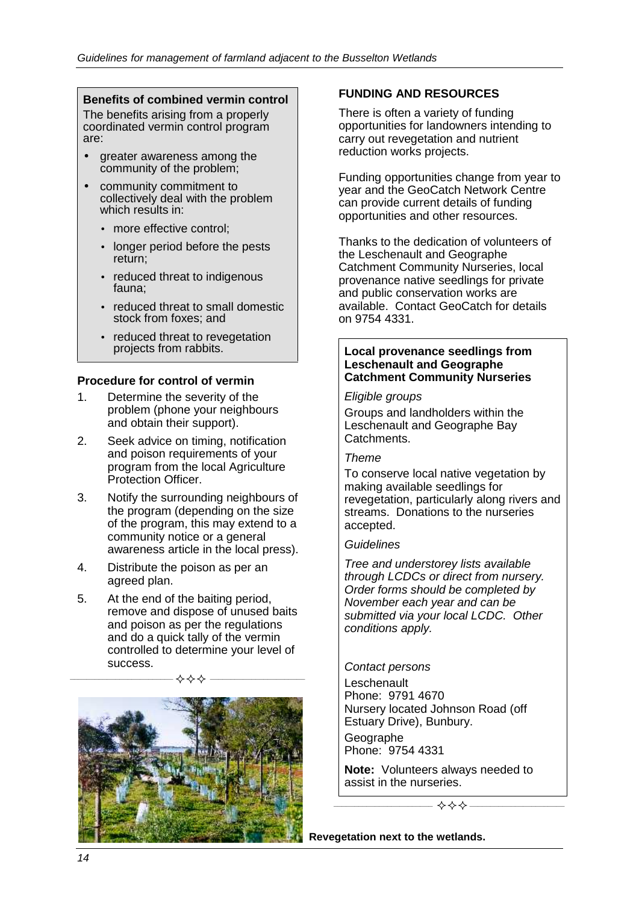**Benefits of combined vermin control**

The benefits arising from a properly coordinated vermin control program are:

- greater awareness among the community of the problem;
- community commitment to collectively deal with the problem which results in:
  - more effective control;
  - longer period before the pests return;
  - reduced threat to indigenous fauna;
  - reduced threat to small domestic stock from foxes; and
  - reduced threat to revegetation projects from rabbits.

### Procedure for control of vermin

1. Determine the severity of the problem (phone your neighbours and obtain their support).
2. Seek advice on timing, notification and poison requirements of your program from the local Agriculture Protection Officer.
3. Notify the surrounding neighbours of the program (depending on the size of the program, this may extend to a community notice or a general awareness article in the local press).
4. Distribute the poison as per an agreed plan.
5. At the end of the baiting period, remove and dispose of unused baits and poison as per the regulations and do a quick tally of the vermin controlled to determine your level of success.

✧✧✧

**Revegetation next to the wetlands.**

## FUNDING AND RESOURCES

There is often a variety of funding opportunities for landowners intending to carry out revegetation and nutrient reduction works projects.

Funding opportunities change from year to year and the GeoCatch Network Centre can provide current details of funding opportunities and other resources.

Thanks to the dedication of volunteers of the Leschenault and Geographe Catchment Community Nurseries, local provenance native seedlings for private and public conservation works are available. Contact GeoCatch for details on 9754 4331.

**Local provenance seedlings from Leschenault and Geographe Catchment Community Nurseries**

*Eligible groups*

Groups and landholders within the Leschenault and Geographe Bay Catchments.

*Theme*

To conserve local native vegetation by making available seedlings for revegetation, particularly along rivers and streams. Donations to the nurseries accepted.

*Guidelines*

*Tree and understorey lists available through LCDCs or direct from nursery. Order forms should be completed by November each year and can be submitted via your local LCDC. Other conditions apply.*

*Contact persons*

Leschenault
Phone: 9791 4670
Nursery located Johnson Road (off Estuary Drive), Bunbury.

Geographe
Phone: 9754 4331

**Note:** Volunteers always needed to assist in the nurseries.

✧✧✧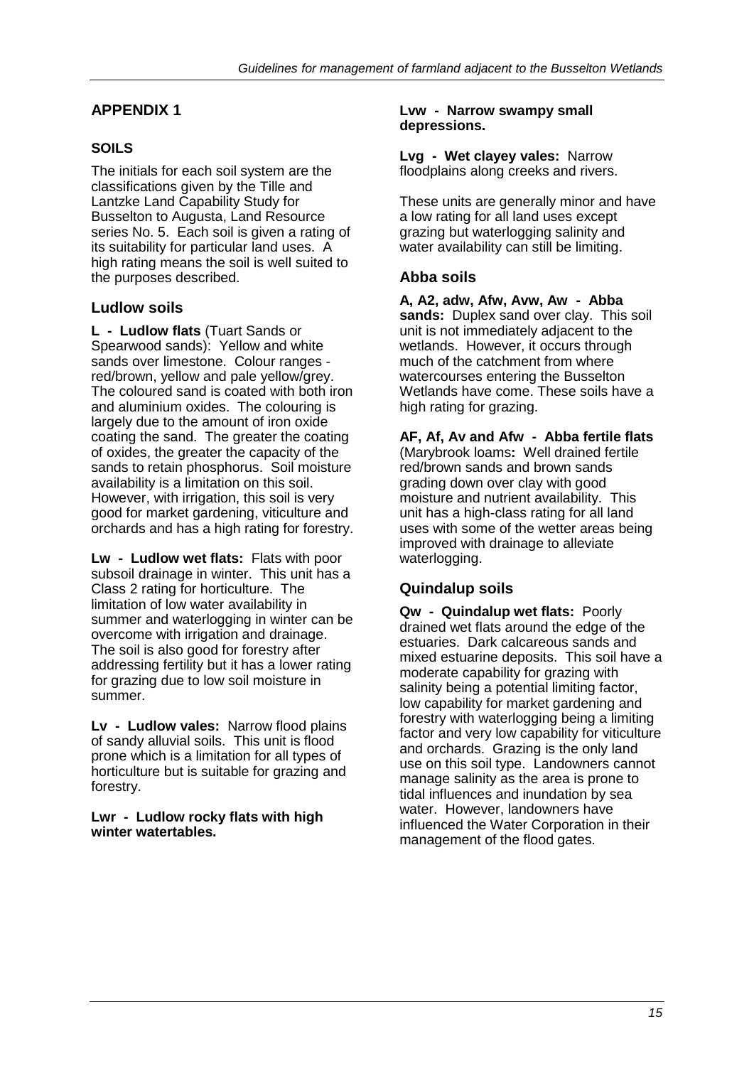## APPENDIX 1

### SOILS

The initials for each soil system are the classifications given by the Tille and Lantzke Land Capability Study for Busselton to Augusta, Land Resource series No. 5. Each soil is given a rating of its suitability for particular land uses. A high rating means the soil is well suited to the purposes described.

### Ludlow soils

**L - Ludlow flats** (Tuart Sands or Spearwood sands): Yellow and white sands over limestone. Colour ranges - red/brown, yellow and pale yellow/grey. The coloured sand is coated with both iron and aluminium oxides. The colouring is largely due to the amount of iron oxide coating the sand. The greater the coating of oxides, the greater the capacity of the sands to retain phosphorus. Soil moisture availability is a limitation on this soil. However, with irrigation, this soil is very good for market gardening, viticulture and orchards and has a high rating for forestry.

**Lw - Ludlow wet flats:** Flats with poor subsoil drainage in winter. This unit has a Class 2 rating for horticulture. The limitation of low water availability in summer and waterlogging in winter can be overcome with irrigation and drainage. The soil is also good for forestry after addressing fertility but it has a lower rating for grazing due to low soil moisture in summer.

**Lv - Ludlow vales:** Narrow flood plains of sandy alluvial soils. This unit is flood prone which is a limitation for all types of horticulture but is suitable for grazing and forestry.

**Lwr - Ludlow rocky flats with high winter watertables.**

**Lvw - Narrow swampy small depressions.**

**Lvg - Wet clayey vales:** Narrow floodplains along creeks and rivers.

These units are generally minor and have a low rating for all land uses except grazing but waterlogging salinity and water availability can still be limiting.

### Abba soils

**A, A2, adw, Afw, Avw, Aw - Abba sands:** Duplex sand over clay. This soil unit is not immediately adjacent to the wetlands. However, it occurs through much of the catchment from where watercourses entering the Busselton Wetlands have come. These soils have a high rating for grazing.

**AF, Af, Av and Afw - Abba fertile flats** (Marybrook loams**:** Well drained fertile red/brown sands and brown sands grading down over clay with good moisture and nutrient availability. This unit has a high-class rating for all land uses with some of the wetter areas being improved with drainage to alleviate waterlogging.

### Quindalup soils

**Qw - Quindalup wet flats:** Poorly drained wet flats around the edge of the estuaries. Dark calcareous sands and mixed estuarine deposits. This soil have a moderate capability for grazing with salinity being a potential limiting factor, low capability for market gardening and forestry with waterlogging being a limiting factor and very low capability for viticulture and orchards. Grazing is the only land use on this soil type. Landowners cannot manage salinity as the area is prone to tidal influences and inundation by sea water. However, landowners have influenced the Water Corporation in their management of the flood gates.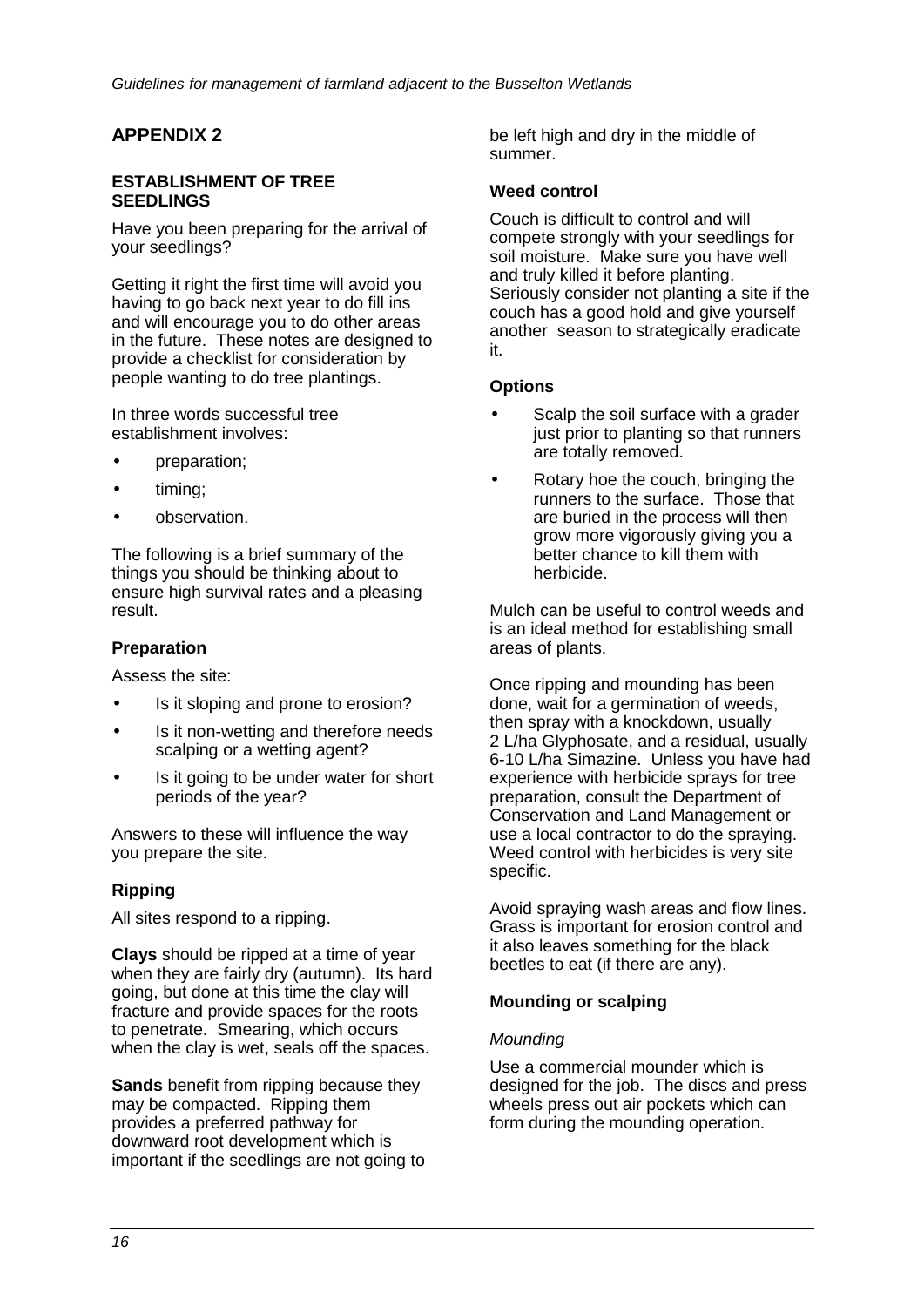## APPENDIX 2

### ESTABLISHMENT OF TREE SEEDLINGS

Have you been preparing for the arrival of your seedlings?

Getting it right the first time will avoid you having to go back next year to do fill ins and will encourage you to do other areas in the future. These notes are designed to provide a checklist for consideration by people wanting to do tree plantings.

In three words successful tree establishment involves:

- preparation;
- timing;
- observation.

The following is a brief summary of the things you should be thinking about to ensure high survival rates and a pleasing result.

### Preparation

Assess the site:

- Is it sloping and prone to erosion?
- Is it non-wetting and therefore needs scalping or a wetting agent?
- Is it going to be under water for short periods of the year?

Answers to these will influence the way you prepare the site.

### Ripping

All sites respond to a ripping.

**Clays** should be ripped at a time of year when they are fairly dry (autumn). Its hard going, but done at this time the clay will fracture and provide spaces for the roots to penetrate. Smearing, which occurs when the clay is wet, seals off the spaces.

**Sands** benefit from ripping because they may be compacted. Ripping them provides a preferred pathway for downward root development which is important if the seedlings are not going to be left high and dry in the middle of summer.

### Weed control

Couch is difficult to control and will compete strongly with your seedlings for soil moisture. Make sure you have well and truly killed it before planting. Seriously consider not planting a site if the couch has a good hold and give yourself another season to strategically eradicate it.

### Options

- Scalp the soil surface with a grader just prior to planting so that runners are totally removed.
- Rotary hoe the couch, bringing the runners to the surface. Those that are buried in the process will then grow more vigorously giving you a better chance to kill them with herbicide.

Mulch can be useful to control weeds and is an ideal method for establishing small areas of plants.

Once ripping and mounding has been done, wait for a germination of weeds, then spray with a knockdown, usually 2 L/ha Glyphosate, and a residual, usually 6-10 L/ha Simazine. Unless you have had experience with herbicide sprays for tree preparation, consult the Department of Conservation and Land Management or use a local contractor to do the spraying. Weed control with herbicides is very site specific.

Avoid spraying wash areas and flow lines. Grass is important for erosion control and it also leaves something for the black beetles to eat (if there are any).

### Mounding or scalping

*Mounding*

Use a commercial mounder which is designed for the job. The discs and press wheels press out air pockets which can form during the mounding operation.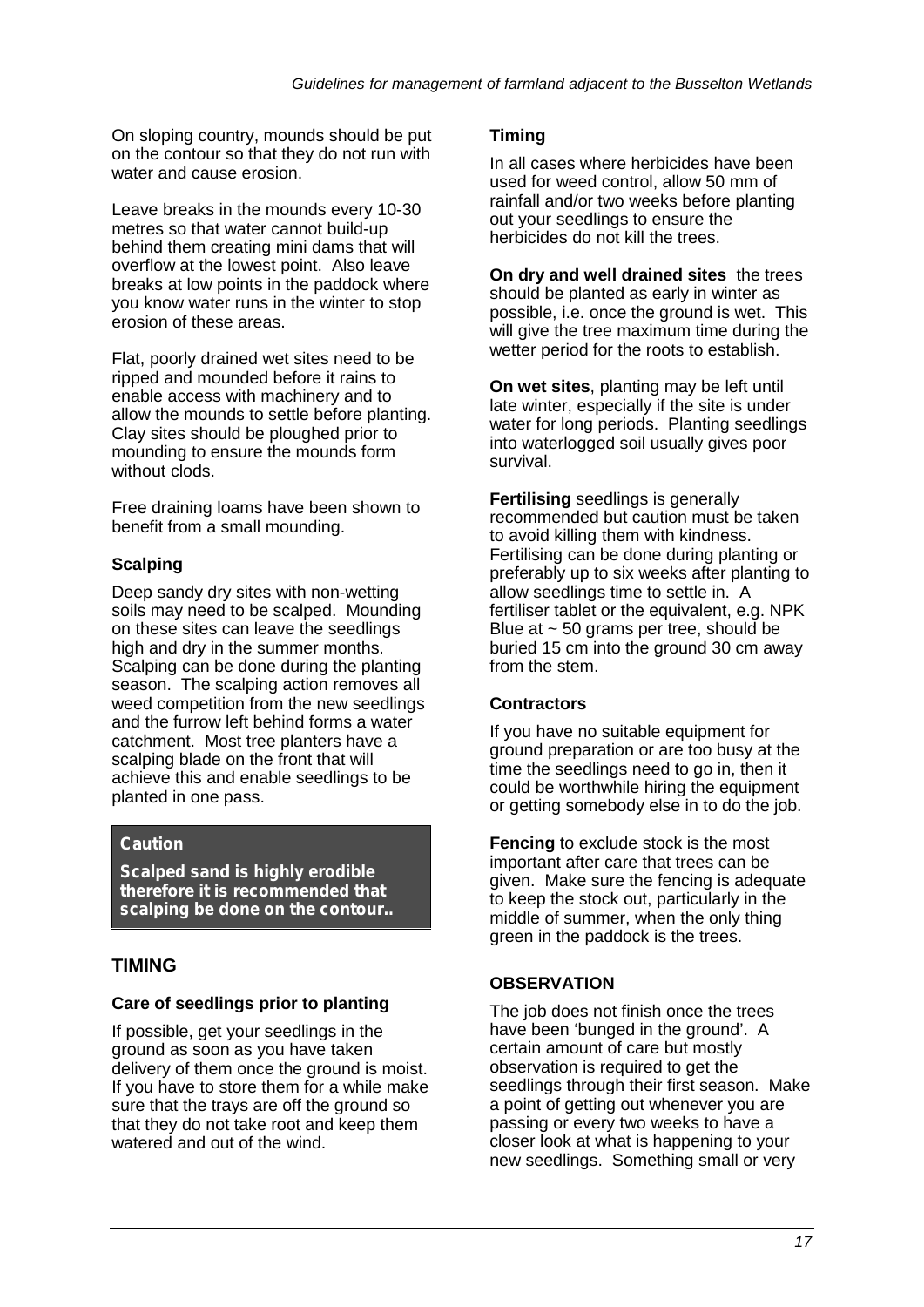On sloping country, mounds should be put on the contour so that they do not run with water and cause erosion.

Leave breaks in the mounds every 10-30 metres so that water cannot build-up behind them creating mini dams that will overflow at the lowest point. Also leave breaks at low points in the paddock where you know water runs in the winter to stop erosion of these areas.

Flat, poorly drained wet sites need to be ripped and mounded before it rains to enable access with machinery and to allow the mounds to settle before planting. Clay sites should be ploughed prior to mounding to ensure the mounds form without clods.

Free draining loams have been shown to benefit from a small mounding.

### Scalping

Deep sandy dry sites with non-wetting soils may need to be scalped. Mounding on these sites can leave the seedlings high and dry in the summer months. Scalping can be done during the planting season. The scalping action removes all weed competition from the new seedlings and the furrow left behind forms a water catchment. Most tree planters have a scalping blade on the front that will achieve this and enable seedlings to be planted in one pass.

> **Caution**
>
> **Scalped sand is highly erodible therefore it is recommended that scalping be done on the contour..**

## TIMING

### Care of seedlings prior to planting

If possible, get your seedlings in the ground as soon as you have taken delivery of them once the ground is moist. If you have to store them for a while make sure that the trays are off the ground so that they do not take root and keep them watered and out of the wind.

### Timing

In all cases where herbicides have been used for weed control, allow 50 mm of rainfall and/or two weeks before planting out your seedlings to ensure the herbicides do not kill the trees.

**On dry and well drained sites** the trees should be planted as early in winter as possible, i.e. once the ground is wet. This will give the tree maximum time during the wetter period for the roots to establish.

**On wet sites**, planting may be left until late winter, especially if the site is under water for long periods. Planting seedlings into waterlogged soil usually gives poor survival.

**Fertilising** seedlings is generally recommended but caution must be taken to avoid killing them with kindness. Fertilising can be done during planting or preferably up to six weeks after planting to allow seedlings time to settle in. A fertiliser tablet or the equivalent, e.g. NPK Blue at ~ 50 grams per tree, should be buried 15 cm into the ground 30 cm away from the stem.

### Contractors

If you have no suitable equipment for ground preparation or are too busy at the time the seedlings need to go in, then it could be worthwhile hiring the equipment or getting somebody else in to do the job.

**Fencing** to exclude stock is the most important after care that trees can be given. Make sure the fencing is adequate to keep the stock out, particularly in the middle of summer, when the only thing green in the paddock is the trees.

## OBSERVATION

The job does not finish once the trees have been 'bunged in the ground'. A certain amount of care but mostly observation is required to get the seedlings through their first season. Make a point of getting out whenever you are passing or every two weeks to have a closer look at what is happening to your new seedlings. Something small or very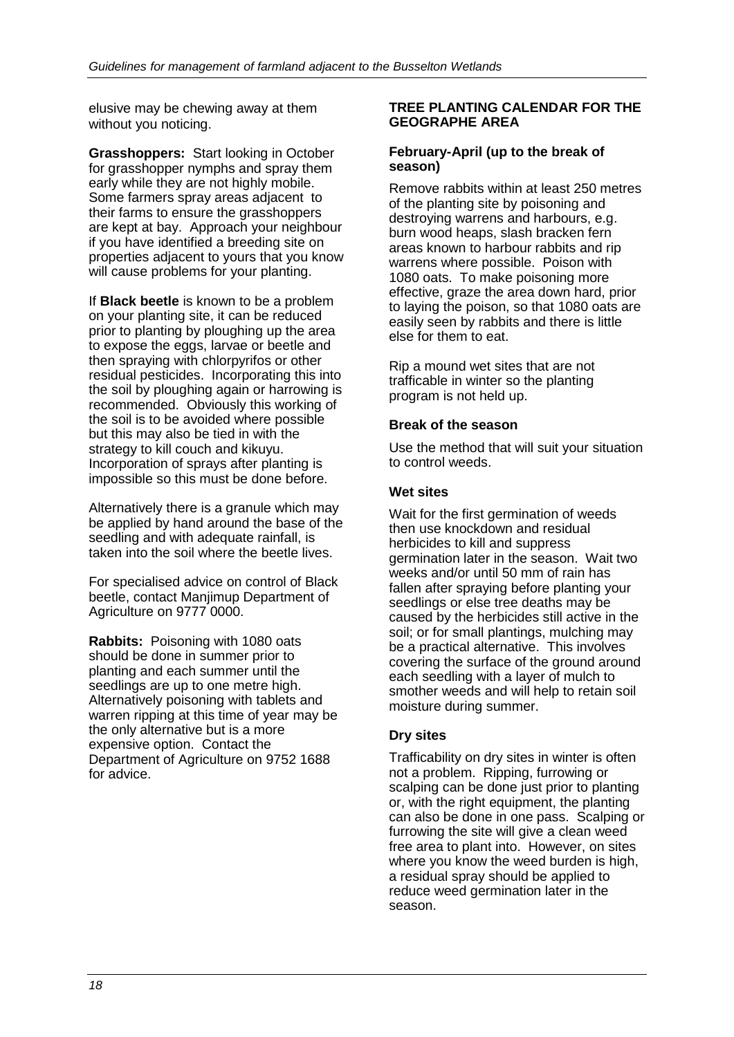elusive may be chewing away at them without you noticing.

**Grasshoppers:** Start looking in October for grasshopper nymphs and spray them early while they are not highly mobile. Some farmers spray areas adjacent to their farms to ensure the grasshoppers are kept at bay. Approach your neighbour if you have identified a breeding site on properties adjacent to yours that you know will cause problems for your planting.

If **Black beetle** is known to be a problem on your planting site, it can be reduced prior to planting by ploughing up the area to expose the eggs, larvae or beetle and then spraying with chlorpyrifos or other residual pesticides. Incorporating this into the soil by ploughing again or harrowing is recommended. Obviously this working of the soil is to be avoided where possible but this may also be tied in with the strategy to kill couch and kikuyu. Incorporation of sprays after planting is impossible so this must be done before.

Alternatively there is a granule which may be applied by hand around the base of the seedling and with adequate rainfall, is taken into the soil where the beetle lives.

For specialised advice on control of Black beetle, contact Manjimup Department of Agriculture on 9777 0000.

**Rabbits:** Poisoning with 1080 oats should be done in summer prior to planting and each summer until the seedlings are up to one metre high. Alternatively poisoning with tablets and warren ripping at this time of year may be the only alternative but is a more expensive option. Contact the Department of Agriculture on 9752 1688 for advice.

## TREE PLANTING CALENDAR FOR THE GEOGRAPHE AREA

### February-April (up to the break of season)

Remove rabbits within at least 250 metres of the planting site by poisoning and destroying warrens and harbours, e.g. burn wood heaps, slash bracken fern areas known to harbour rabbits and rip warrens where possible. Poison with 1080 oats. To make poisoning more effective, graze the area down hard, prior to laying the poison, so that 1080 oats are easily seen by rabbits and there is little else for them to eat.

Rip a mound wet sites that are not trafficable in winter so the planting program is not held up.

### Break of the season

Use the method that will suit your situation to control weeds.

### Wet sites

Wait for the first germination of weeds then use knockdown and residual herbicides to kill and suppress germination later in the season. Wait two weeks and/or until 50 mm of rain has fallen after spraying before planting your seedlings or else tree deaths may be caused by the herbicides still active in the soil; or for small plantings, mulching may be a practical alternative. This involves covering the surface of the ground around each seedling with a layer of mulch to smother weeds and will help to retain soil moisture during summer.

### Dry sites

Trafficability on dry sites in winter is often not a problem. Ripping, furrowing or scalping can be done just prior to planting or, with the right equipment, the planting can also be done in one pass. Scalping or furrowing the site will give a clean weed free area to plant into. However, on sites where you know the weed burden is high, a residual spray should be applied to reduce weed germination later in the season.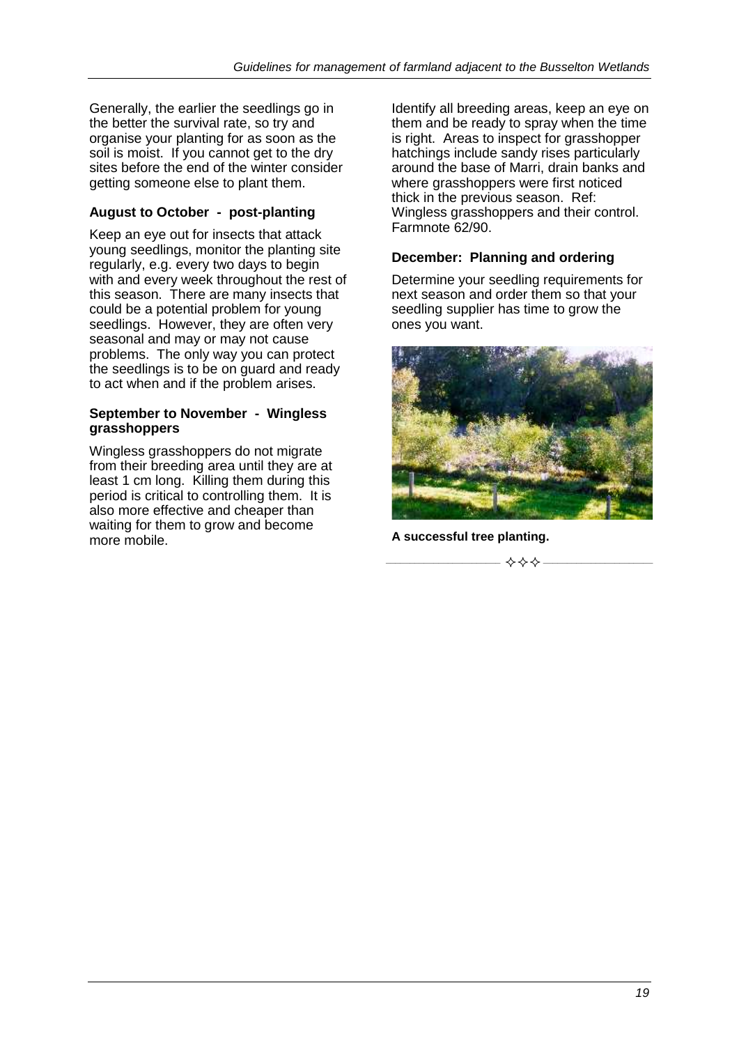Generally, the earlier the seedlings go in the better the survival rate, so try and organise your planting for as soon as the soil is moist. If you cannot get to the dry sites before the end of the winter consider getting someone else to plant them.

### August to October - post-planting

Keep an eye out for insects that attack young seedlings, monitor the planting site regularly, e.g. every two days to begin with and every week throughout the rest of this season. There are many insects that could be a potential problem for young seedlings. However, they are often very seasonal and may or may not cause problems. The only way you can protect the seedlings is to be on guard and ready to act when and if the problem arises.

#### September to November - Wingless grasshoppers

Wingless grasshoppers do not migrate from their breeding area until they are at least 1 cm long. Killing them during this period is critical to controlling them. It is also more effective and cheaper than waiting for them to grow and become more mobile.

Identify all breeding areas, keep an eye on them and be ready to spray when the time is right. Areas to inspect for grasshopper hatchings include sandy rises particularly around the base of Marri, drain banks and where grasshoppers were first noticed thick in the previous season. Ref: Wingless grasshoppers and their control. Farmnote 62/90.

### December: Planning and ordering

Determine your seedling requirements for next season and order them so that your seedling supplier has time to grow the ones you want.

**A successful tree planting.**

✧✧✧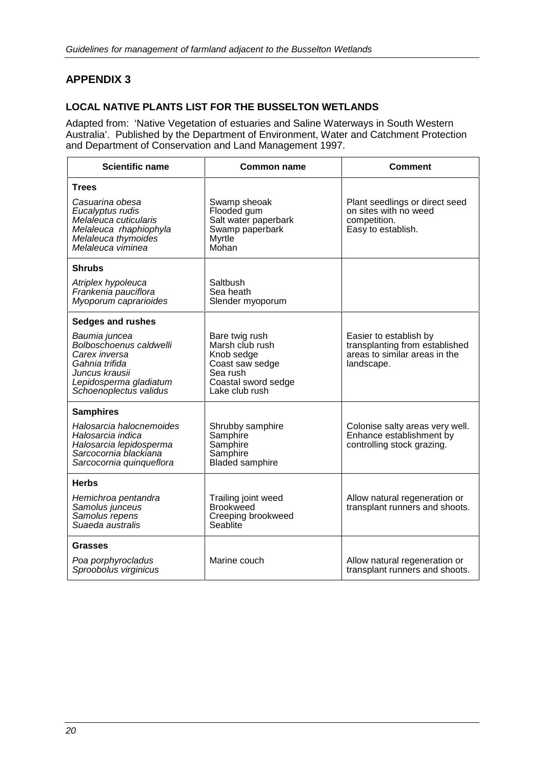## APPENDIX 3

### LOCAL NATIVE PLANTS LIST FOR THE BUSSELTON WETLANDS

Adapted from: 'Native Vegetation of estuaries and Saline Waterways in South Western Australia'. Published by the Department of Environment, Water and Catchment Protection and Department of Conservation and Land Management 1997.

| Scientific name | Common name | Comment |
|---|---|---|
| **Trees** | | |
| *Casuarina obesa*<br>*Eucalyptus rudis*<br>*Melaleuca cuticularis*<br>*Melaleuca rhaphiophyla*<br>*Melaleuca thymoides*<br>*Melaleuca viminea* | Swamp sheoak<br>Flooded gum<br>Salt water paperbark<br>Swamp paperbark<br>Myrtle<br>Mohan | Plant seedlings or direct seed on sites with no weed competition.<br>Easy to establish. |
| **Shrubs** | | |
| *Atriplex hypoleuca*<br>*Frankenia pauciflora*<br>*Myoporum caprarioides* | Saltbush<br>Sea heath<br>Slender myoporum | |
| **Sedges and rushes** | | |
| *Baumia juncea*<br>*Bolboschoenus caldwelli*<br>*Carex inversa*<br>*Gahnia trifida*<br>*Juncus krausii*<br>*Lepidosperma gladiatum*<br>*Schoenoplectus validus* | Bare twig rush<br>Marsh club rush<br>Knob sedge<br>Coast saw sedge<br>Sea rush<br>Coastal sword sedge<br>Lake club rush | Easier to establish by transplanting from established areas to similar areas in the landscape. |
| **Samphires** | | |
| *Halosarcia halocnemoides*<br>*Halosarcia indica*<br>*Halosarcia lepidosperma*<br>*Sarcocornia blackiana*<br>*Sarcocornia quinqueflora* | Shrubby samphire<br>Samphire<br>Samphire<br>Samphire<br>Bladed samphire | Colonise salty areas very well. Enhance establishment by controlling stock grazing. |
| **Herbs** | | |
| *Hemichroa pentandra*<br>*Samolus junceus*<br>*Samolus repens*<br>*Suaeda australis* | Trailing joint weed<br>Brookweed<br>Creeping brookweed<br>Seablite | Allow natural regeneration or transplant runners and shoots. |
| **Grasses** | | |
| *Poa porphyrocladus*<br>*Sprooboolus virginicus* | Marine couch | Allow natural regeneration or transplant runners and shoots. |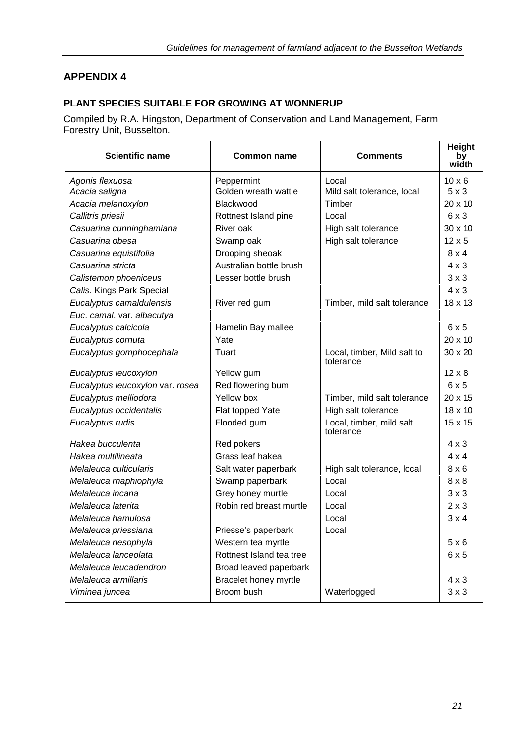## APPENDIX 4

### PLANT SPECIES SUITABLE FOR GROWING AT WONNERUP

Compiled by R.A. Hingston, Department of Conservation and Land Management, Farm Forestry Unit, Busselton.

| Scientific name | Common name | Comments | Height by width |
|---|---|---|---|
| *Agonis flexuosa* | Peppermint | Local | 10 x 6 |
| *Acacia saligna* | Golden wreath wattle | Mild salt tolerance, local | 5 x 3 |
| *Acacia melanoxylon* | Blackwood | Timber | 20 x 10 |
| *Callitris priesii* | Rottnest Island pine | Local | 6 x 3 |
| *Casuarina cunninghamiana* | River oak | High salt tolerance | 30 x 10 |
| *Casuarina obesa* | Swamp oak | High salt tolerance | 12 x 5 |
| *Casuarina equistifolia* | Drooping sheoak | | 8 x 4 |
| *Casuarina stricta* | Australian bottle brush | | 4 x 3 |
| *Calistemon phoeniceus* | Lesser bottle brush | | 3 x 3 |
| *Calis.* Kings Park Special | | | 4 x 3 |
| *Eucalyptus camaldulensis* | River red gum | Timber, mild salt tolerance | 18 x 13 |
| *Euc. camal.* var. *albacutya* | | | |
| *Eucalyptus calcicola* | Hamelin Bay mallee | | 6 x 5 |
| *Eucalyptus cornuta* | Yate | | 20 x 10 |
| *Eucalyptus gomphocephala* | Tuart | Local, timber, Mild salt to tolerance | 30 x 20 |
| *Eucalyptus leucoxylon* | Yellow gum | | 12 x 8 |
| *Eucalyptus leucoxylon* var. *rosea* | Red flowering bum | | 6 x 5 |
| *Eucalyptus melliodora* | Yellow box | Timber, mild salt tolerance | 20 x 15 |
| *Eucalyptus occidentalis* | Flat topped Yate | High salt tolerance | 18 x 10 |
| *Eucalyptus rudis* | Flooded gum | Local, timber, mild salt tolerance | 15 x 15 |
| *Hakea bucculenta* | Red pokers | | 4 x 3 |
| *Hakea multilineata* | Grass leaf hakea | | 4 x 4 |
| *Melaleuca culticularis* | Salt water paperbark | High salt tolerance, local | 8 x 6 |
| *Melaleuca rhaphiophyla* | Swamp paperbark | Local | 8 x 8 |
| *Melaleuca incana* | Grey honey murtle | Local | 3 x 3 |
| *Melaleuca laterita* | Robin red breast murtle | Local | 2 x 3 |
| *Melaleuca hamulosa* | | Local | 3 x 4 |
| *Melaleuca priessiana* | Priesse's paperbark | Local | |
| *Melaleuca nesophyla* | Western tea myrtle | | 5 x 6 |
| *Melaleuca lanceolata* | Rottnest Island tea tree | | 6 x 5 |
| *Melaleuca leucadendron* | Broad leaved paperbark | | |
| *Melaleuca armillaris* | Bracelet honey myrtle | | 4 x 3 |
| *Viminea juncea* | Broom bush | Waterlogged | 3 x 3 |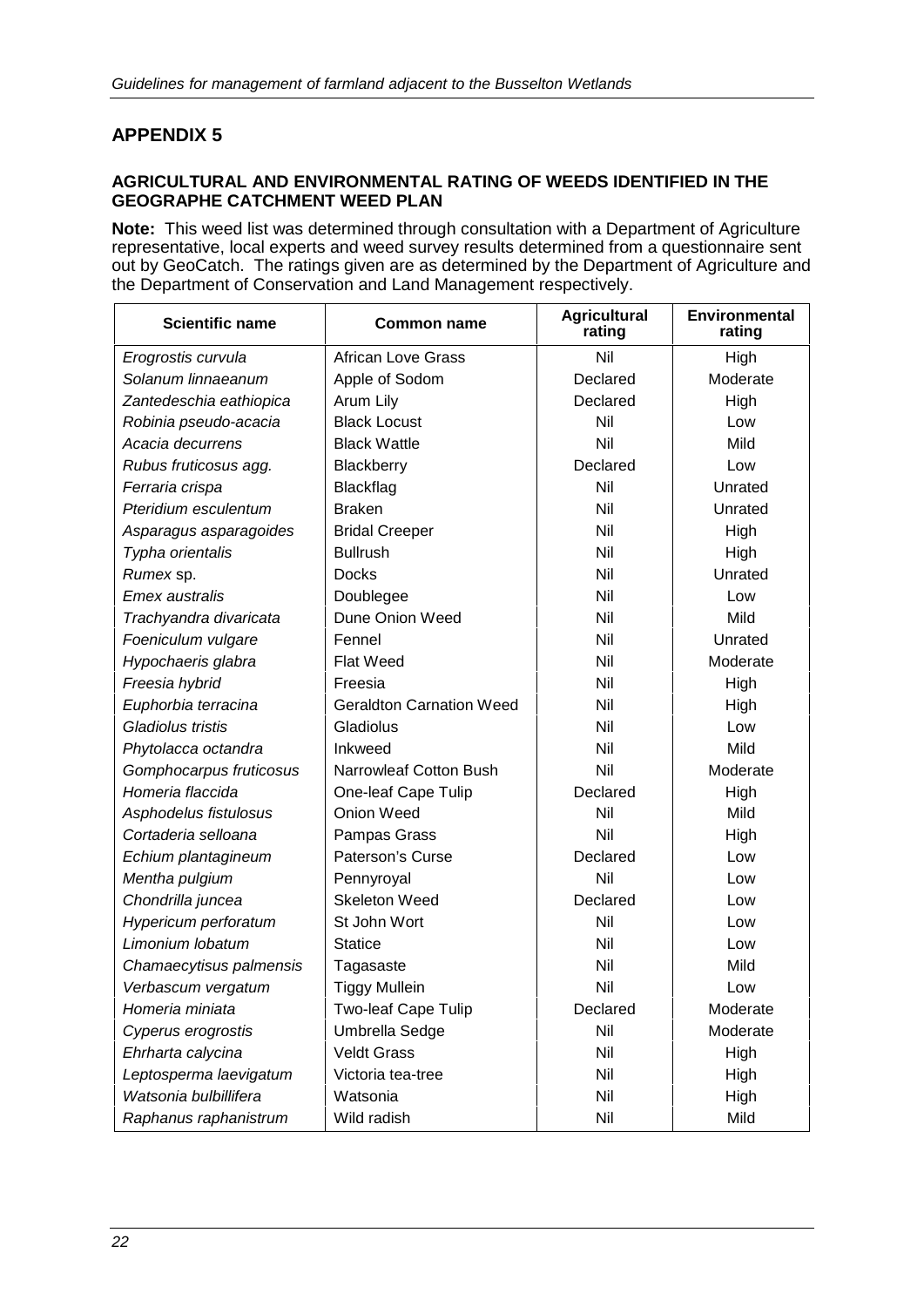## APPENDIX 5

### AGRICULTURAL AND ENVIRONMENTAL RATING OF WEEDS IDENTIFIED IN THE GEOGRAPHE CATCHMENT WEED PLAN

**Note:** This weed list was determined through consultation with a Department of Agriculture representative, local experts and weed survey results determined from a questionnaire sent out by GeoCatch. The ratings given are as determined by the Department of Agriculture and the Department of Conservation and Land Management respectively.

| Scientific name | Common name | Agricultural rating | Environmental rating |
|---|---|---|---|
| *Erogrostis curvula* | African Love Grass | Nil | High |
| *Solanum linnaeanum* | Apple of Sodom | Declared | Moderate |
| *Zantedeschia eathiopica* | Arum Lily | Declared | High |
| *Robinia pseudo-acacia* | Black Locust | Nil | Low |
| *Acacia decurrens* | Black Wattle | Nil | Mild |
| *Rubus fruticosus agg.* | Blackberry | Declared | Low |
| *Ferraria crispa* | Blackflag | Nil | Unrated |
| *Pteridium esculentum* | Braken | Nil | Unrated |
| *Asparagus asparagoides* | Bridal Creeper | Nil | High |
| *Typha orientalis* | Bullrush | Nil | High |
| *Rumex* sp. | Docks | Nil | Unrated |
| *Emex australis* | Doublegee | Nil | Low |
| *Trachyandra divaricata* | Dune Onion Weed | Nil | Mild |
| *Foeniculum vulgare* | Fennel | Nil | Unrated |
| *Hypochaeris glabra* | Flat Weed | Nil | Moderate |
| *Freesia hybrid* | Freesia | Nil | High |
| *Euphorbia terracina* | Geraldton Carnation Weed | Nil | High |
| *Gladiolus tristis* | Gladiolus | Nil | Low |
| *Phytolacca octandra* | Inkweed | Nil | Mild |
| *Gomphocarpus fruticosus* | Narrowleaf Cotton Bush | Nil | Moderate |
| *Homeria flaccida* | One-leaf Cape Tulip | Declared | High |
| *Asphodelus fistulosus* | Onion Weed | Nil | Mild |
| *Cortaderia selloana* | Pampas Grass | Nil | High |
| *Echium plantagineum* | Paterson's Curse | Declared | Low |
| *Mentha pulgium* | Pennyroyal | Nil | Low |
| *Chondrilla juncea* | Skeleton Weed | Declared | Low |
| *Hypericum perforatum* | St John Wort | Nil | Low |
| *Limonium lobatum* | Statice | Nil | Low |
| *Chamaecytisus palmensis* | Tagasaste | Nil | Mild |
| *Verbascum vergatum* | Tiggy Mullein | Nil | Low |
| *Homeria miniata* | Two-leaf Cape Tulip | Declared | Moderate |
| *Cyperus erogrostis* | Umbrella Sedge | Nil | Moderate |
| *Ehrharta calycina* | Veldt Grass | Nil | High |
| *Leptosperma laevigatum* | Victoria tea-tree | Nil | High |
| *Watsonia bulbillifera* | Watsonia | Nil | High |
| *Raphanus raphanistrum* | Wild radish | Nil | Mild |